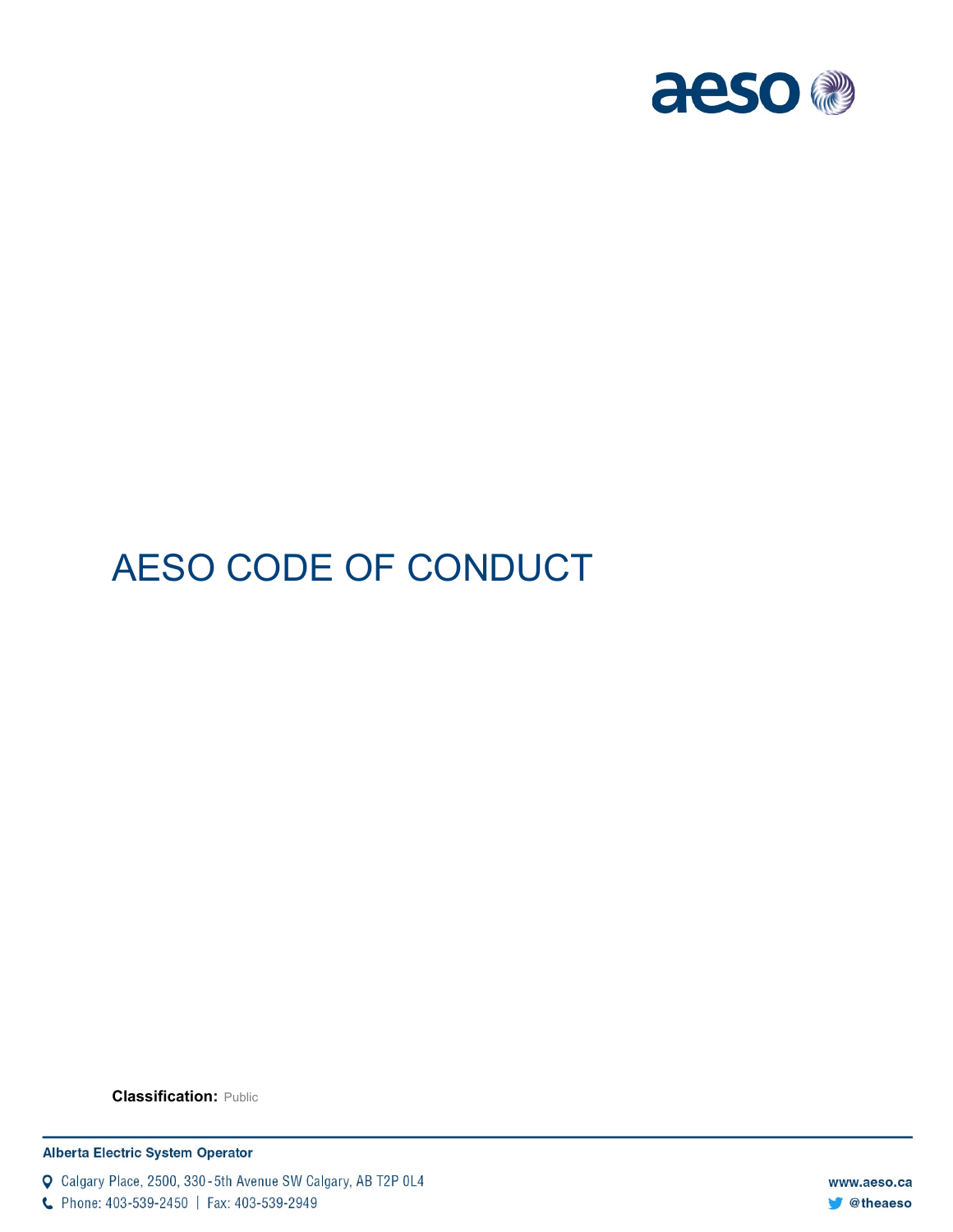# AESO CODE OF CONDUCT

**Classification:** Public

**Alberta Electric System Operator**

Calgary Place, 2500, 330-5th Avenue SW Calgary, AB T2P 0L4

Phone: 403-539-2450 | Fax: 403-539-2949

www.aeso.ca

@theaeso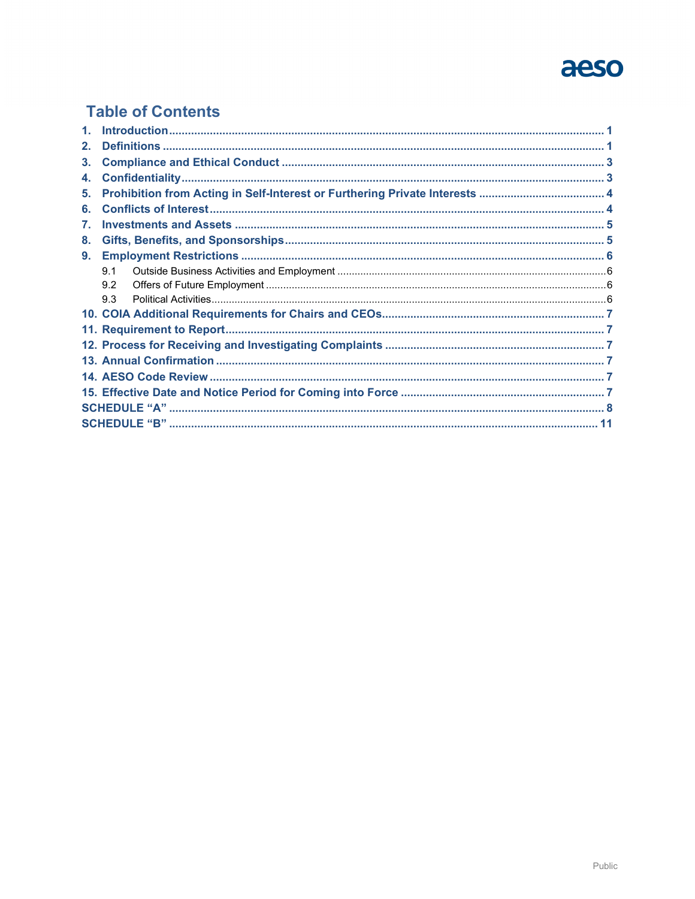# Table of Contents

1. Introduction ........................................................................................................................ 1
2. Definitions .......................................................................................................................... 1
3. Compliance and Ethical Conduct ..................................................................................... 3
4. Confidentiality .................................................................................................................... 3
5. Prohibition from Acting in Self-Interest or Furthering Private Interests ........................................ 4
6. Conflicts of Interest ........................................................................................................... 4
7. Investments and Assets .................................................................................................... 5
8. Gifts, Benefits, and Sponsorships ..................................................................................... 5
9. Employment Restrictions .................................................................................................. 6
   - 9.1 Outside Business Activities and Employment ............................................................ 6
   - 9.2 Offers of Future Employment .................................................................................... 6
   - 9.3 Political Activities ....................................................................................................... 6
10. COIA Additional Requirements for Chairs and CEOs ...................................................... 7
11. Requirement to Report ...................................................................................................... 7
12. Process for Receiving and Investigating Complaints ..................................................... 7
13. Annual Confirmation ......................................................................................................... 7
14. AESO Code Review ........................................................................................................... 7
15. Effective Date and Notice Period for Coming into Force ................................................ 7

SCHEDULE "A" ........................................................................................................................ 8

SCHEDULE "B" ...................................................................................................................... 11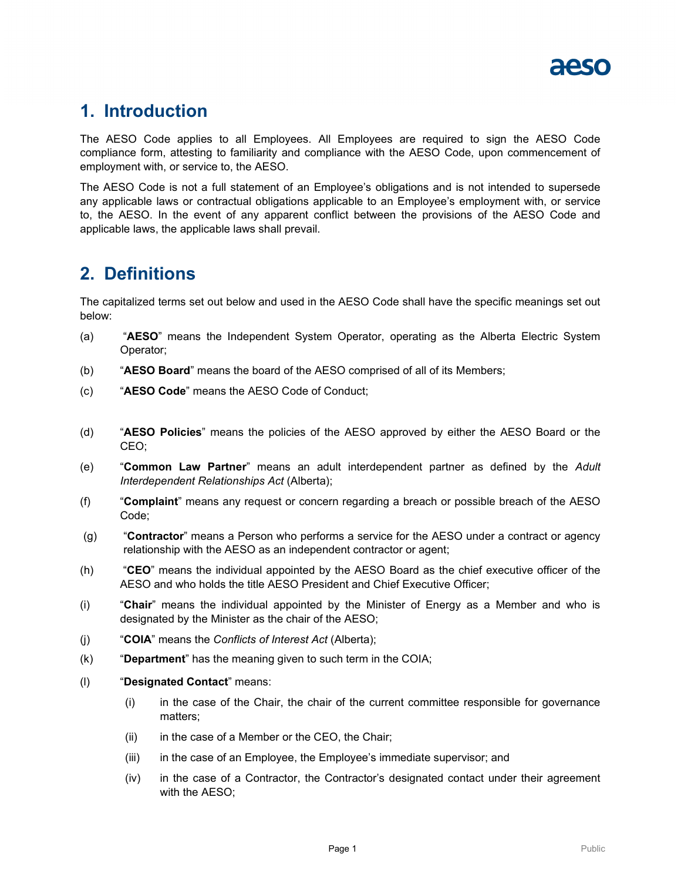## 1. Introduction

The AESO Code applies to all Employees. All Employees are required to sign the AESO Code compliance form, attesting to familiarity and compliance with the AESO Code, upon commencement of employment with, or service to, the AESO.

The AESO Code is not a full statement of an Employee's obligations and is not intended to supersede any applicable laws or contractual obligations applicable to an Employee's employment with, or service to, the AESO. In the event of any apparent conflict between the provisions of the AESO Code and applicable laws, the applicable laws shall prevail.

## 2. Definitions

The capitalized terms set out below and used in the AESO Code shall have the specific meanings set out below:

(a) "**AESO**" means the Independent System Operator, operating as the Alberta Electric System Operator;

(b) "**AESO Board**" means the board of the AESO comprised of all of its Members;

(c) "**AESO Code**" means the AESO Code of Conduct;

(d) "**AESO Policies**" means the policies of the AESO approved by either the AESO Board or the CEO;

(e) "**Common Law Partner**" means an adult interdependent partner as defined by the *Adult Interdependent Relationships Act* (Alberta);

(f) "**Complaint**" means any request or concern regarding a breach or possible breach of the AESO Code;

(g) "**Contractor**" means a Person who performs a service for the AESO under a contract or agency relationship with the AESO as an independent contractor or agent;

(h) "**CEO**" means the individual appointed by the AESO Board as the chief executive officer of the AESO and who holds the title AESO President and Chief Executive Officer;

(i) "**Chair**" means the individual appointed by the Minister of Energy as a Member and who is designated by the Minister as the chair of the AESO;

(j) "**COIA**" means the *Conflicts of Interest Act* (Alberta);

(k) "**Department**" has the meaning given to such term in the COIA;

(l) "**Designated Contact**" means:

   (i) in the case of the Chair, the chair of the current committee responsible for governance matters;

   (ii) in the case of a Member or the CEO, the Chair;

   (iii) in the case of an Employee, the Employee's immediate supervisor; and

   (iv) in the case of a Contractor, the Contractor's designated contact under their agreement with the AESO;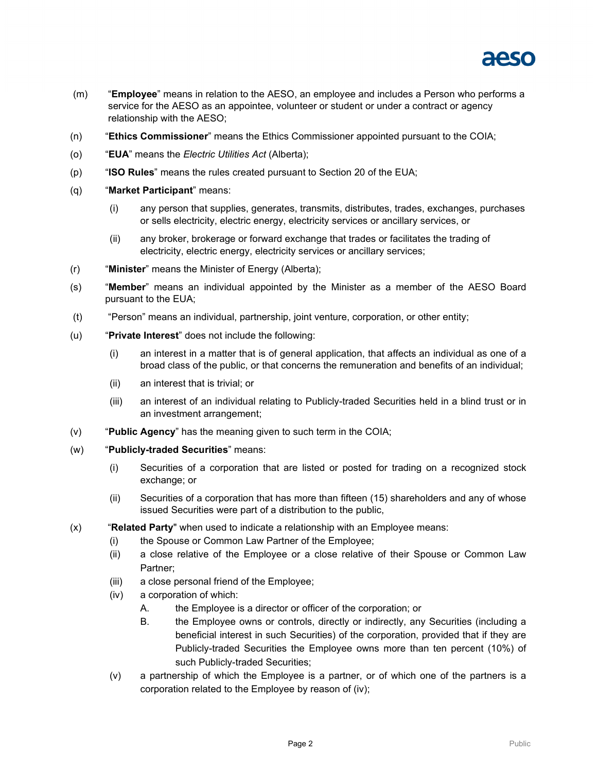(m) "**Employee**" means in relation to the AESO, an employee and includes a Person who performs a service for the AESO as an appointee, volunteer or student or under a contract or agency relationship with the AESO;

(n) "**Ethics Commissioner**" means the Ethics Commissioner appointed pursuant to the COIA;

(o) "**EUA**" means the *Electric Utilities Act* (Alberta);

(p) "**ISO Rules**" means the rules created pursuant to Section 20 of the EUA;

(q) "**Market Participant**" means:

  (i) any person that supplies, generates, transmits, distributes, trades, exchanges, purchases or sells electricity, electric energy, electricity services or ancillary services, or

  (ii) any broker, brokerage or forward exchange that trades or facilitates the trading of electricity, electric energy, electricity services or ancillary services;

(r) "**Minister**" means the Minister of Energy (Alberta);

(s) "**Member**" means an individual appointed by the Minister as a member of the AESO Board pursuant to the EUA;

(t) "Person" means an individual, partnership, joint venture, corporation, or other entity;

(u) "**Private Interest**" does not include the following:

  (i) an interest in a matter that is of general application, that affects an individual as one of a broad class of the public, or that concerns the remuneration and benefits of an individual;

  (ii) an interest that is trivial; or

  (iii) an interest of an individual relating to Publicly-traded Securities held in a blind trust or in an investment arrangement;

(v) "**Public Agency**" has the meaning given to such term in the COIA;

(w) "**Publicly-traded Securities**" means:

  (i) Securities of a corporation that are listed or posted for trading on a recognized stock exchange; or

  (ii) Securities of a corporation that has more than fifteen (15) shareholders and any of whose issued Securities were part of a distribution to the public,

(x) "**Related Party**" when used to indicate a relationship with an Employee means:

  (i) the Spouse or Common Law Partner of the Employee;

  (ii) a close relative of the Employee or a close relative of their Spouse or Common Law Partner;

  (iii) a close personal friend of the Employee;

  (iv) a corporation of which:

    A. the Employee is a director or officer of the corporation; or

    B. the Employee owns or controls, directly or indirectly, any Securities (including a beneficial interest in such Securities) of the corporation, provided that if they are Publicly-traded Securities the Employee owns more than ten percent (10%) of such Publicly-traded Securities;

  (v) a partnership of which the Employee is a partner, or of which one of the partners is a corporation related to the Employee by reason of (iv);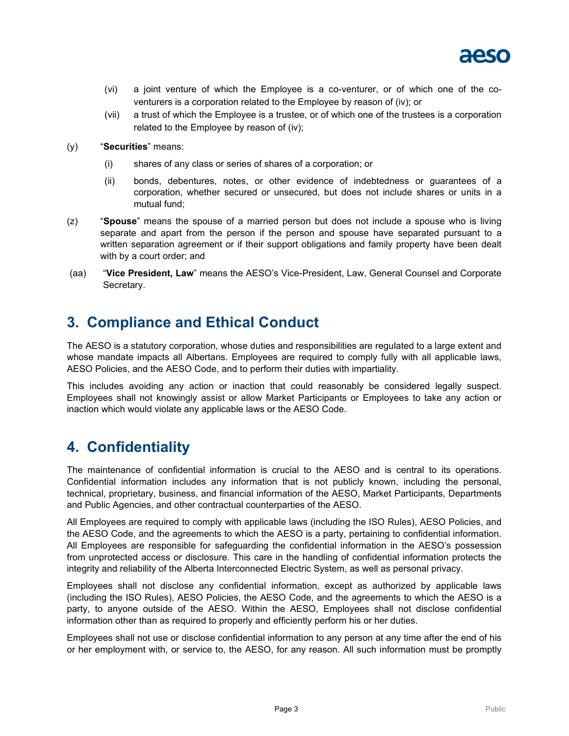(vi) a joint venture of which the Employee is a co-venturer, or of which one of the co-venturers is a corporation related to the Employee by reason of (iv); or

(vii) a trust of which the Employee is a trustee, or of which one of the trustees is a corporation related to the Employee by reason of (iv);

(y) "**Securities**" means:

(i) shares of any class or series of shares of a corporation; or

(ii) bonds, debentures, notes, or other evidence of indebtedness or guarantees of a corporation, whether secured or unsecured, but does not include shares or units in a mutual fund;

(z) "**Spouse**" means the spouse of a married person but does not include a spouse who is living separate and apart from the person if the person and spouse have separated pursuant to a written separation agreement or if their support obligations and family property have been dealt with by a court order; and

(aa) "**Vice President, Law**" means the AESO's Vice-President, Law, General Counsel and Corporate Secretary.

## 3. Compliance and Ethical Conduct

The AESO is a statutory corporation, whose duties and responsibilities are regulated to a large extent and whose mandate impacts all Albertans. Employees are required to comply fully with all applicable laws, AESO Policies, and the AESO Code, and to perform their duties with impartiality.

This includes avoiding any action or inaction that could reasonably be considered legally suspect. Employees shall not knowingly assist or allow Market Participants or Employees to take any action or inaction which would violate any applicable laws or the AESO Code.

## 4. Confidentiality

The maintenance of confidential information is crucial to the AESO and is central to its operations. Confidential information includes any information that is not publicly known, including the personal, technical, proprietary, business, and financial information of the AESO, Market Participants, Departments and Public Agencies, and other contractual counterparties of the AESO.

All Employees are required to comply with applicable laws (including the ISO Rules), AESO Policies, and the AESO Code, and the agreements to which the AESO is a party, pertaining to confidential information. All Employees are responsible for safeguarding the confidential information in the AESO's possession from unprotected access or disclosure. This care in the handling of confidential information protects the integrity and reliability of the Alberta Interconnected Electric System, as well as personal privacy.

Employees shall not disclose any confidential information, except as authorized by applicable laws (including the ISO Rules), AESO Policies, the AESO Code, and the agreements to which the AESO is a party, to anyone outside of the AESO. Within the AESO, Employees shall not disclose confidential information other than as required to properly and efficiently perform his or her duties.

Employees shall not use or disclose confidential information to any person at any time after the end of his or her employment with, or service to, the AESO, for any reason. All such information must be promptly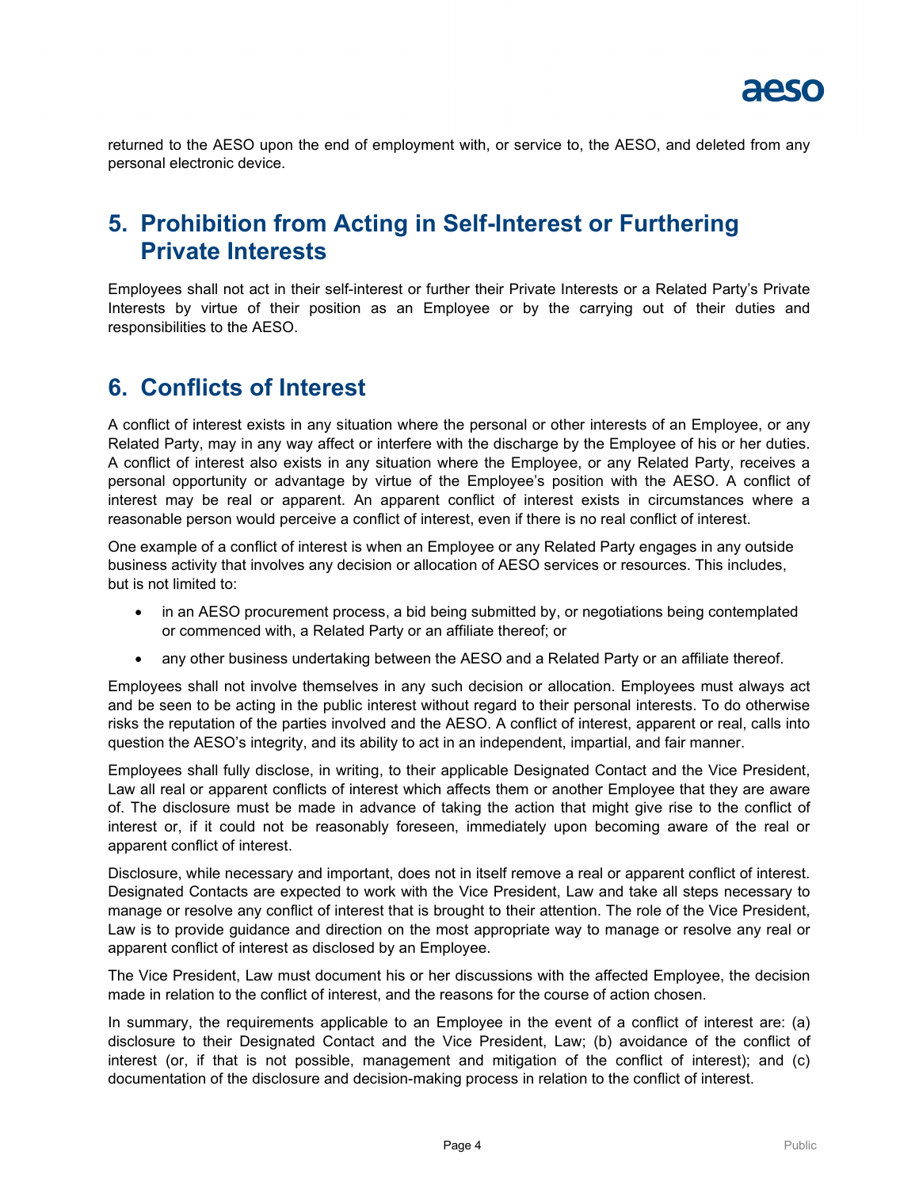returned to the AESO upon the end of employment with, or service to, the AESO, and deleted from any personal electronic device.

## 5. Prohibition from Acting in Self-Interest or Furthering Private Interests

Employees shall not act in their self-interest or further their Private Interests or a Related Party's Private Interests by virtue of their position as an Employee or by the carrying out of their duties and responsibilities to the AESO.

## 6. Conflicts of Interest

A conflict of interest exists in any situation where the personal or other interests of an Employee, or any Related Party, may in any way affect or interfere with the discharge by the Employee of his or her duties. A conflict of interest also exists in any situation where the Employee, or any Related Party, receives a personal opportunity or advantage by virtue of the Employee's position with the AESO. A conflict of interest may be real or apparent. An apparent conflict of interest exists in circumstances where a reasonable person would perceive a conflict of interest, even if there is no real conflict of interest.

One example of a conflict of interest is when an Employee or any Related Party engages in any outside business activity that involves any decision or allocation of AESO services or resources. This includes, but is not limited to:

- in an AESO procurement process, a bid being submitted by, or negotiations being contemplated or commenced with, a Related Party or an affiliate thereof; or
- any other business undertaking between the AESO and a Related Party or an affiliate thereof.

Employees shall not involve themselves in any such decision or allocation. Employees must always act and be seen to be acting in the public interest without regard to their personal interests. To do otherwise risks the reputation of the parties involved and the AESO. A conflict of interest, apparent or real, calls into question the AESO's integrity, and its ability to act in an independent, impartial, and fair manner.

Employees shall fully disclose, in writing, to their applicable Designated Contact and the Vice President, Law all real or apparent conflicts of interest which affects them or another Employee that they are aware of. The disclosure must be made in advance of taking the action that might give rise to the conflict of interest or, if it could not be reasonably foreseen, immediately upon becoming aware of the real or apparent conflict of interest.

Disclosure, while necessary and important, does not in itself remove a real or apparent conflict of interest. Designated Contacts are expected to work with the Vice President, Law and take all steps necessary to manage or resolve any conflict of interest that is brought to their attention. The role of the Vice President, Law is to provide guidance and direction on the most appropriate way to manage or resolve any real or apparent conflict of interest as disclosed by an Employee.

The Vice President, Law must document his or her discussions with the affected Employee, the decision made in relation to the conflict of interest, and the reasons for the course of action chosen.

In summary, the requirements applicable to an Employee in the event of a conflict of interest are: (a) disclosure to their Designated Contact and the Vice President, Law; (b) avoidance of the conflict of interest (or, if that is not possible, management and mitigation of the conflict of interest); and (c) documentation of the disclosure and decision-making process in relation to the conflict of interest.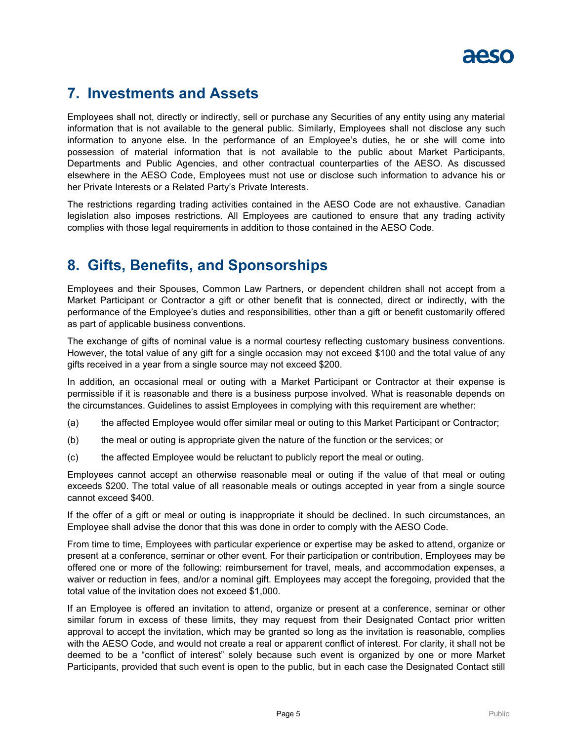## 7. Investments and Assets

Employees shall not, directly or indirectly, sell or purchase any Securities of any entity using any material information that is not available to the general public. Similarly, Employees shall not disclose any such information to anyone else. In the performance of an Employee's duties, he or she will come into possession of material information that is not available to the public about Market Participants, Departments and Public Agencies, and other contractual counterparties of the AESO. As discussed elsewhere in the AESO Code, Employees must not use or disclose such information to advance his or her Private Interests or a Related Party's Private Interests.

The restrictions regarding trading activities contained in the AESO Code are not exhaustive. Canadian legislation also imposes restrictions. All Employees are cautioned to ensure that any trading activity complies with those legal requirements in addition to those contained in the AESO Code.

## 8. Gifts, Benefits, and Sponsorships

Employees and their Spouses, Common Law Partners, or dependent children shall not accept from a Market Participant or Contractor a gift or other benefit that is connected, direct or indirectly, with the performance of the Employee's duties and responsibilities, other than a gift or benefit customarily offered as part of applicable business conventions.

The exchange of gifts of nominal value is a normal courtesy reflecting customary business conventions. However, the total value of any gift for a single occasion may not exceed $100 and the total value of any gifts received in a year from a single source may not exceed $200.

In addition, an occasional meal or outing with a Market Participant or Contractor at their expense is permissible if it is reasonable and there is a business purpose involved. What is reasonable depends on the circumstances. Guidelines to assist Employees in complying with this requirement are whether:

(a) the affected Employee would offer similar meal or outing to this Market Participant or Contractor;

(b) the meal or outing is appropriate given the nature of the function or the services; or

(c) the affected Employee would be reluctant to publicly report the meal or outing.

Employees cannot accept an otherwise reasonable meal or outing if the value of that meal or outing exceeds $200. The total value of all reasonable meals or outings accepted in year from a single source cannot exceed $400.

If the offer of a gift or meal or outing is inappropriate it should be declined. In such circumstances, an Employee shall advise the donor that this was done in order to comply with the AESO Code.

From time to time, Employees with particular experience or expertise may be asked to attend, organize or present at a conference, seminar or other event. For their participation or contribution, Employees may be offered one or more of the following: reimbursement for travel, meals, and accommodation expenses, a waiver or reduction in fees, and/or a nominal gift. Employees may accept the foregoing, provided that the total value of the invitation does not exceed $1,000.

If an Employee is offered an invitation to attend, organize or present at a conference, seminar or other similar forum in excess of these limits, they may request from their Designated Contact prior written approval to accept the invitation, which may be granted so long as the invitation is reasonable, complies with the AESO Code, and would not create a real or apparent conflict of interest. For clarity, it shall not be deemed to be a "conflict of interest" solely because such event is organized by one or more Market Participants, provided that such event is open to the public, but in each case the Designated Contact still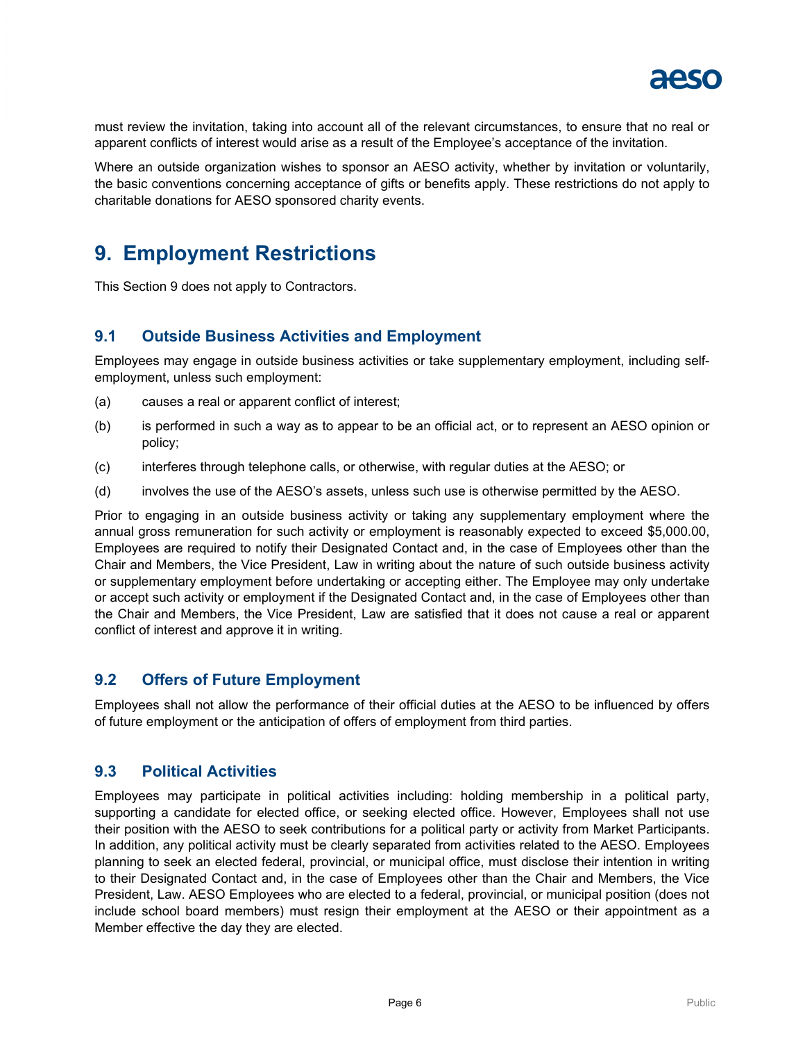must review the invitation, taking into account all of the relevant circumstances, to ensure that no real or apparent conflicts of interest would arise as a result of the Employee's acceptance of the invitation.

Where an outside organization wishes to sponsor an AESO activity, whether by invitation or voluntarily, the basic conventions concerning acceptance of gifts or benefits apply. These restrictions do not apply to charitable donations for AESO sponsored charity events.

# 9. Employment Restrictions

This Section 9 does not apply to Contractors.

## 9.1 Outside Business Activities and Employment

Employees may engage in outside business activities or take supplementary employment, including self-employment, unless such employment:

(a) causes a real or apparent conflict of interest;

(b) is performed in such a way as to appear to be an official act, or to represent an AESO opinion or policy;

(c) interferes through telephone calls, or otherwise, with regular duties at the AESO; or

(d) involves the use of the AESO's assets, unless such use is otherwise permitted by the AESO.

Prior to engaging in an outside business activity or taking any supplementary employment where the annual gross remuneration for such activity or employment is reasonably expected to exceed $5,000.00, Employees are required to notify their Designated Contact and, in the case of Employees other than the Chair and Members, the Vice President, Law in writing about the nature of such outside business activity or supplementary employment before undertaking or accepting either. The Employee may only undertake or accept such activity or employment if the Designated Contact and, in the case of Employees other than the Chair and Members, the Vice President, Law are satisfied that it does not cause a real or apparent conflict of interest and approve it in writing.

## 9.2 Offers of Future Employment

Employees shall not allow the performance of their official duties at the AESO to be influenced by offers of future employment or the anticipation of offers of employment from third parties.

## 9.3 Political Activities

Employees may participate in political activities including: holding membership in a political party, supporting a candidate for elected office, or seeking elected office. However, Employees shall not use their position with the AESO to seek contributions for a political party or activity from Market Participants. In addition, any political activity must be clearly separated from activities related to the AESO. Employees planning to seek an elected federal, provincial, or municipal office, must disclose their intention in writing to their Designated Contact and, in the case of Employees other than the Chair and Members, the Vice President, Law. AESO Employees who are elected to a federal, provincial, or municipal position (does not include school board members) must resign their employment at the AESO or their appointment as a Member effective the day they are elected.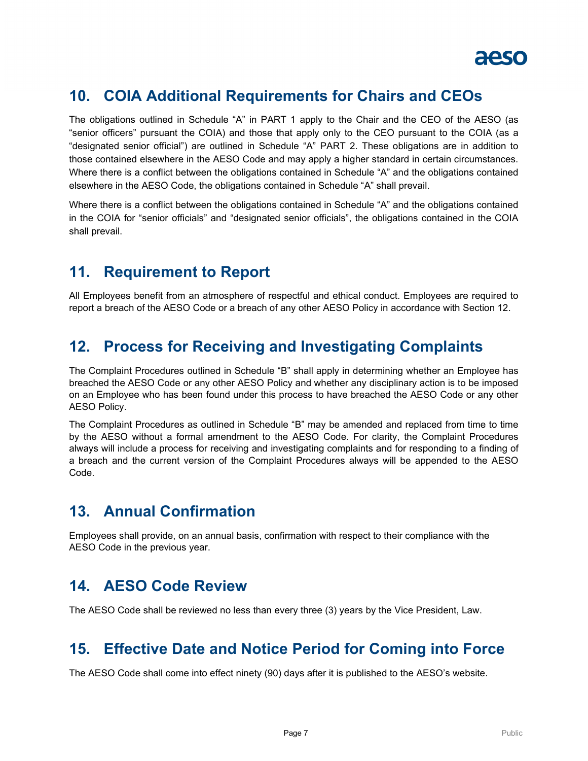## 10. COIA Additional Requirements for Chairs and CEOs

The obligations outlined in Schedule "A" in PART 1 apply to the Chair and the CEO of the AESO (as "senior officers" pursuant the COIA) and those that apply only to the CEO pursuant to the COIA (as a "designated senior official") are outlined in Schedule "A" PART 2. These obligations are in addition to those contained elsewhere in the AESO Code and may apply a higher standard in certain circumstances. Where there is a conflict between the obligations contained in Schedule "A" and the obligations contained elsewhere in the AESO Code, the obligations contained in Schedule "A" shall prevail.

Where there is a conflict between the obligations contained in Schedule "A" and the obligations contained in the COIA for "senior officials" and "designated senior officials", the obligations contained in the COIA shall prevail.

## 11. Requirement to Report

All Employees benefit from an atmosphere of respectful and ethical conduct. Employees are required to report a breach of the AESO Code or a breach of any other AESO Policy in accordance with Section 12.

## 12. Process for Receiving and Investigating Complaints

The Complaint Procedures outlined in Schedule "B" shall apply in determining whether an Employee has breached the AESO Code or any other AESO Policy and whether any disciplinary action is to be imposed on an Employee who has been found under this process to have breached the AESO Code or any other AESO Policy.

The Complaint Procedures as outlined in Schedule "B" may be amended and replaced from time to time by the AESO without a formal amendment to the AESO Code. For clarity, the Complaint Procedures always will include a process for receiving and investigating complaints and for responding to a finding of a breach and the current version of the Complaint Procedures always will be appended to the AESO Code.

## 13. Annual Confirmation

Employees shall provide, on an annual basis, confirmation with respect to their compliance with the AESO Code in the previous year.

## 14. AESO Code Review

The AESO Code shall be reviewed no less than every three (3) years by the Vice President, Law.

## 15. Effective Date and Notice Period for Coming into Force

The AESO Code shall come into effect ninety (90) days after it is published to the AESO's website.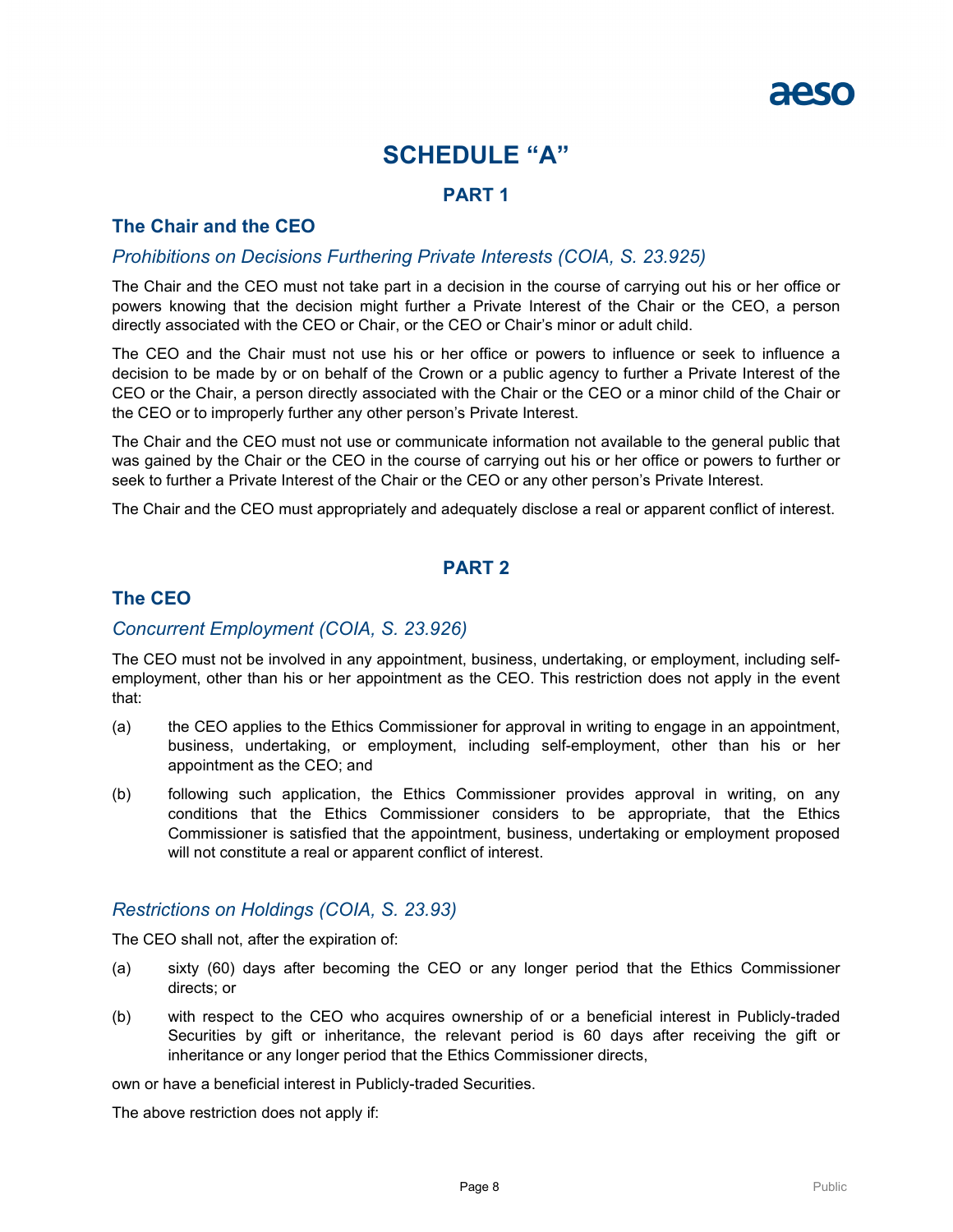# SCHEDULE "A"

## PART 1

### The Chair and the CEO

#### *Prohibitions on Decisions Furthering Private Interests (COIA, S. 23.925)*

The Chair and the CEO must not take part in a decision in the course of carrying out his or her office or powers knowing that the decision might further a Private Interest of the Chair or the CEO, a person directly associated with the CEO or Chair, or the CEO or Chair's minor or adult child.

The CEO and the Chair must not use his or her office or powers to influence or seek to influence a decision to be made by or on behalf of the Crown or a public agency to further a Private Interest of the CEO or the Chair, a person directly associated with the Chair or the CEO or a minor child of the Chair or the CEO or to improperly further any other person's Private Interest.

The Chair and the CEO must not use or communicate information not available to the general public that was gained by the Chair or the CEO in the course of carrying out his or her office or powers to further or seek to further a Private Interest of the Chair or the CEO or any other person's Private Interest.

The Chair and the CEO must appropriately and adequately disclose a real or apparent conflict of interest.

## PART 2

### The CEO

#### *Concurrent Employment (COIA, S. 23.926)*

The CEO must not be involved in any appointment, business, undertaking, or employment, including self-employment, other than his or her appointment as the CEO. This restriction does not apply in the event that:

(a) the CEO applies to the Ethics Commissioner for approval in writing to engage in an appointment, business, undertaking, or employment, including self-employment, other than his or her appointment as the CEO; and

(b) following such application, the Ethics Commissioner provides approval in writing, on any conditions that the Ethics Commissioner considers to be appropriate, that the Ethics Commissioner is satisfied that the appointment, business, undertaking or employment proposed will not constitute a real or apparent conflict of interest.

#### *Restrictions on Holdings (COIA, S. 23.93)*

The CEO shall not, after the expiration of:

(a) sixty (60) days after becoming the CEO or any longer period that the Ethics Commissioner directs; or

(b) with respect to the CEO who acquires ownership of or a beneficial interest in Publicly-traded Securities by gift or inheritance, the relevant period is 60 days after receiving the gift or inheritance or any longer period that the Ethics Commissioner directs,

own or have a beneficial interest in Publicly-traded Securities.

The above restriction does not apply if: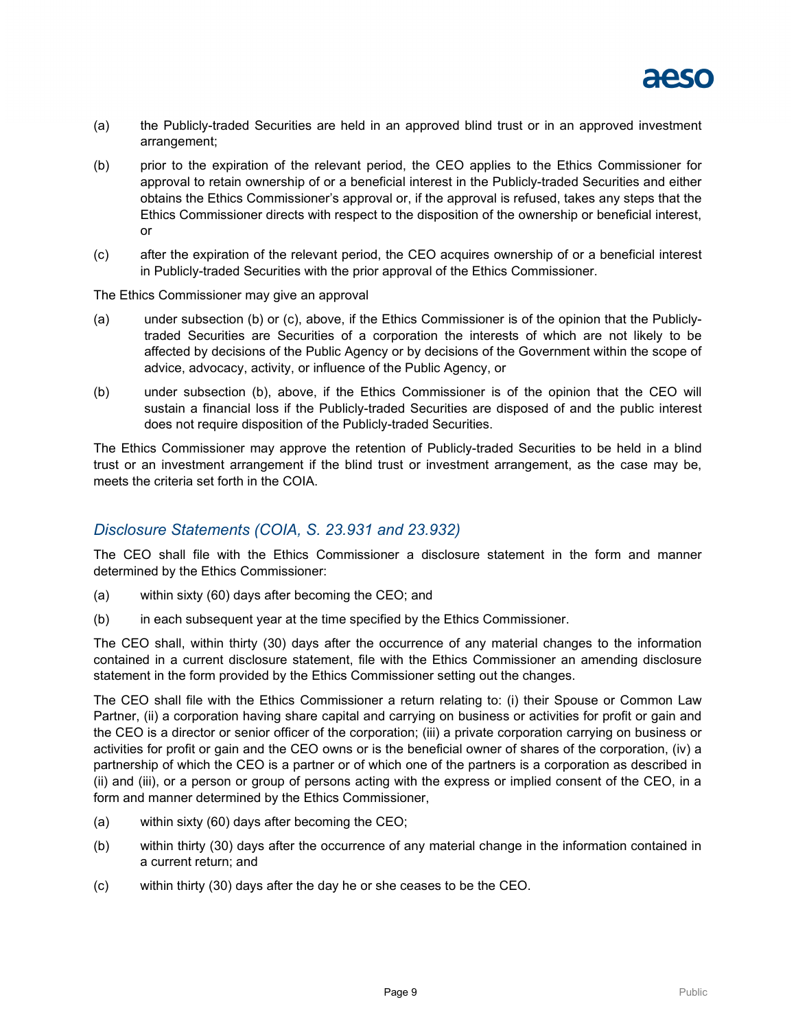(a) the Publicly-traded Securities are held in an approved blind trust or in an approved investment arrangement;

(b) prior to the expiration of the relevant period, the CEO applies to the Ethics Commissioner for approval to retain ownership of or a beneficial interest in the Publicly-traded Securities and either obtains the Ethics Commissioner's approval or, if the approval is refused, takes any steps that the Ethics Commissioner directs with respect to the disposition of the ownership or beneficial interest, or

(c) after the expiration of the relevant period, the CEO acquires ownership of or a beneficial interest in Publicly-traded Securities with the prior approval of the Ethics Commissioner.

The Ethics Commissioner may give an approval

(a) under subsection (b) or (c), above, if the Ethics Commissioner is of the opinion that the Publicly-traded Securities are Securities of a corporation the interests of which are not likely to be affected by decisions of the Public Agency or by decisions of the Government within the scope of advice, advocacy, activity, or influence of the Public Agency, or

(b) under subsection (b), above, if the Ethics Commissioner is of the opinion that the CEO will sustain a financial loss if the Publicly-traded Securities are disposed of and the public interest does not require disposition of the Publicly-traded Securities.

The Ethics Commissioner may approve the retention of Publicly-traded Securities to be held in a blind trust or an investment arrangement if the blind trust or investment arrangement, as the case may be, meets the criteria set forth in the COIA.

## *Disclosure Statements (COIA, S. 23.931 and 23.932)*

The CEO shall file with the Ethics Commissioner a disclosure statement in the form and manner determined by the Ethics Commissioner:

(a) within sixty (60) days after becoming the CEO; and

(b) in each subsequent year at the time specified by the Ethics Commissioner.

The CEO shall, within thirty (30) days after the occurrence of any material changes to the information contained in a current disclosure statement, file with the Ethics Commissioner an amending disclosure statement in the form provided by the Ethics Commissioner setting out the changes.

The CEO shall file with the Ethics Commissioner a return relating to: (i) their Spouse or Common Law Partner, (ii) a corporation having share capital and carrying on business or activities for profit or gain and the CEO is a director or senior officer of the corporation; (iii) a private corporation carrying on business or activities for profit or gain and the CEO owns or is the beneficial owner of shares of the corporation, (iv) a partnership of which the CEO is a partner or of which one of the partners is a corporation as described in (ii) and (iii), or a person or group of persons acting with the express or implied consent of the CEO, in a form and manner determined by the Ethics Commissioner,

(a) within sixty (60) days after becoming the CEO;

(b) within thirty (30) days after the occurrence of any material change in the information contained in a current return; and

(c) within thirty (30) days after the day he or she ceases to be the CEO.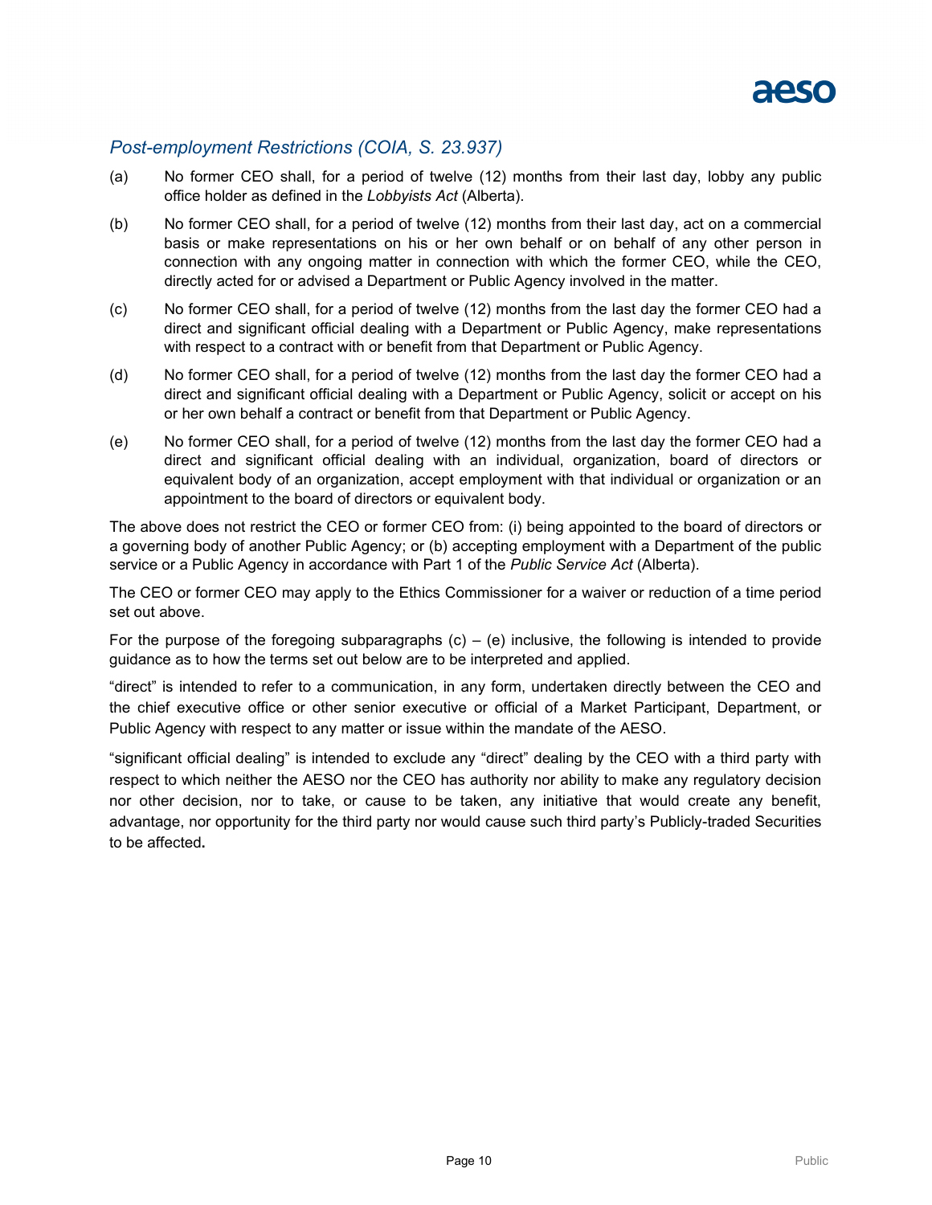### *Post-employment Restrictions (COIA, S. 23.937)*

(a) No former CEO shall, for a period of twelve (12) months from their last day, lobby any public office holder as defined in the *Lobbyists Act* (Alberta).

(b) No former CEO shall, for a period of twelve (12) months from their last day, act on a commercial basis or make representations on his or her own behalf or on behalf of any other person in connection with any ongoing matter in connection with which the former CEO, while the CEO, directly acted for or advised a Department or Public Agency involved in the matter.

(c) No former CEO shall, for a period of twelve (12) months from the last day the former CEO had a direct and significant official dealing with a Department or Public Agency, make representations with respect to a contract with or benefit from that Department or Public Agency.

(d) No former CEO shall, for a period of twelve (12) months from the last day the former CEO had a direct and significant official dealing with a Department or Public Agency, solicit or accept on his or her own behalf a contract or benefit from that Department or Public Agency.

(e) No former CEO shall, for a period of twelve (12) months from the last day the former CEO had a direct and significant official dealing with an individual, organization, board of directors or equivalent body of an organization, accept employment with that individual or organization or an appointment to the board of directors or equivalent body.

The above does not restrict the CEO or former CEO from: (i) being appointed to the board of directors or a governing body of another Public Agency; or (b) accepting employment with a Department of the public service or a Public Agency in accordance with Part 1 of the *Public Service Act* (Alberta).

The CEO or former CEO may apply to the Ethics Commissioner for a waiver or reduction of a time period set out above.

For the purpose of the foregoing subparagraphs (c) – (e) inclusive, the following is intended to provide guidance as to how the terms set out below are to be interpreted and applied.

"direct" is intended to refer to a communication, in any form, undertaken directly between the CEO and the chief executive office or other senior executive or official of a Market Participant, Department, or Public Agency with respect to any matter or issue within the mandate of the AESO.

"significant official dealing" is intended to exclude any "direct" dealing by the CEO with a third party with respect to which neither the AESO nor the CEO has authority nor ability to make any regulatory decision nor other decision, nor to take, or cause to be taken, any initiative that would create any benefit, advantage, nor opportunity for the third party nor would cause such third party's Publicly-traded Securities to be affected.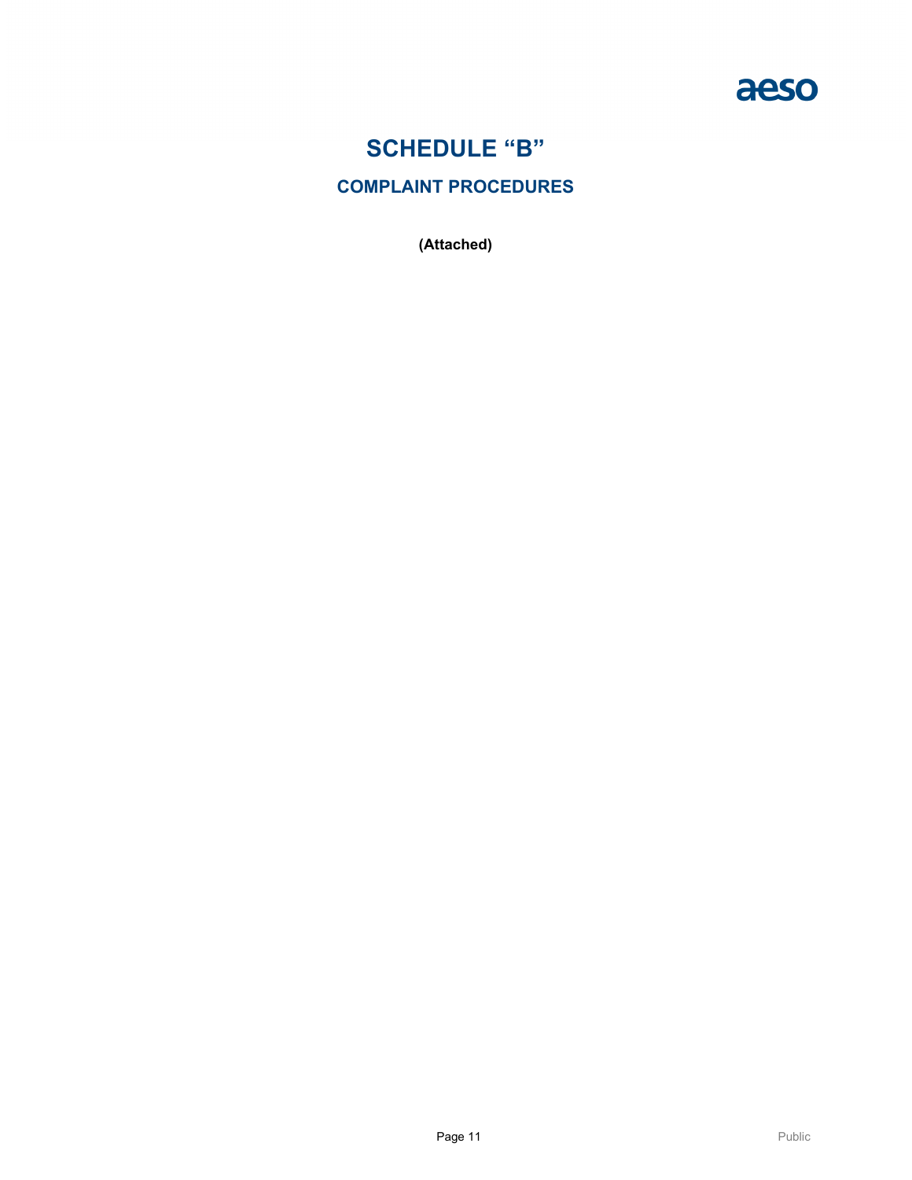# SCHEDULE "B"

## COMPLAINT PROCEDURES

**(Attached)**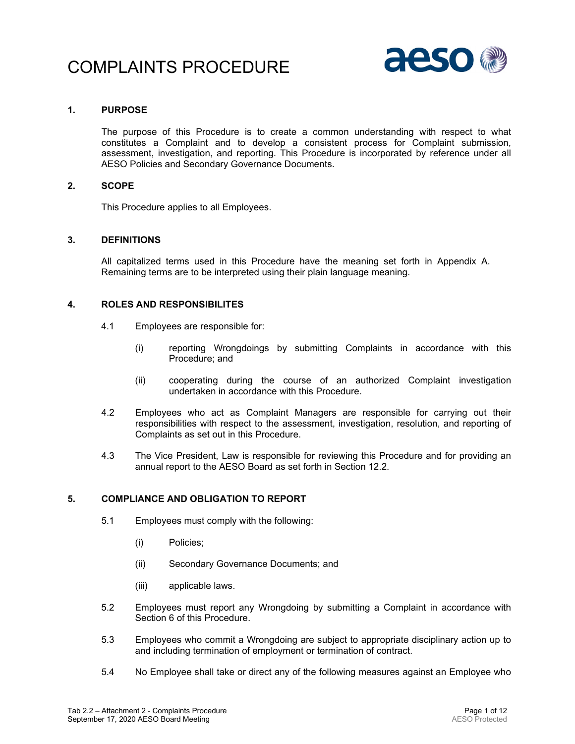# COMPLAINTS PROCEDURE

## 1. PURPOSE

The purpose of this Procedure is to create a common understanding with respect to what constitutes a Complaint and to develop a consistent process for Complaint submission, assessment, investigation, and reporting. This Procedure is incorporated by reference under all AESO Policies and Secondary Governance Documents.

## 2. SCOPE

This Procedure applies to all Employees.

## 3. DEFINITIONS

All capitalized terms used in this Procedure have the meaning set forth in Appendix A. Remaining terms are to be interpreted using their plain language meaning.

## 4. ROLES AND RESPONSIBILITES

4.1 Employees are responsible for:

(i) reporting Wrongdoings by submitting Complaints in accordance with this Procedure; and

(ii) cooperating during the course of an authorized Complaint investigation undertaken in accordance with this Procedure.

4.2 Employees who act as Complaint Managers are responsible for carrying out their responsibilities with respect to the assessment, investigation, resolution, and reporting of Complaints as set out in this Procedure.

4.3 The Vice President, Law is responsible for reviewing this Procedure and for providing an annual report to the AESO Board as set forth in Section 12.2.

## 5. COMPLIANCE AND OBLIGATION TO REPORT

5.1 Employees must comply with the following:

(i) Policies;

(ii) Secondary Governance Documents; and

(iii) applicable laws.

5.2 Employees must report any Wrongdoing by submitting a Complaint in accordance with Section 6 of this Procedure.

5.3 Employees who commit a Wrongdoing are subject to appropriate disciplinary action up to and including termination of employment or termination of contract.

5.4 No Employee shall take or direct any of the following measures against an Employee who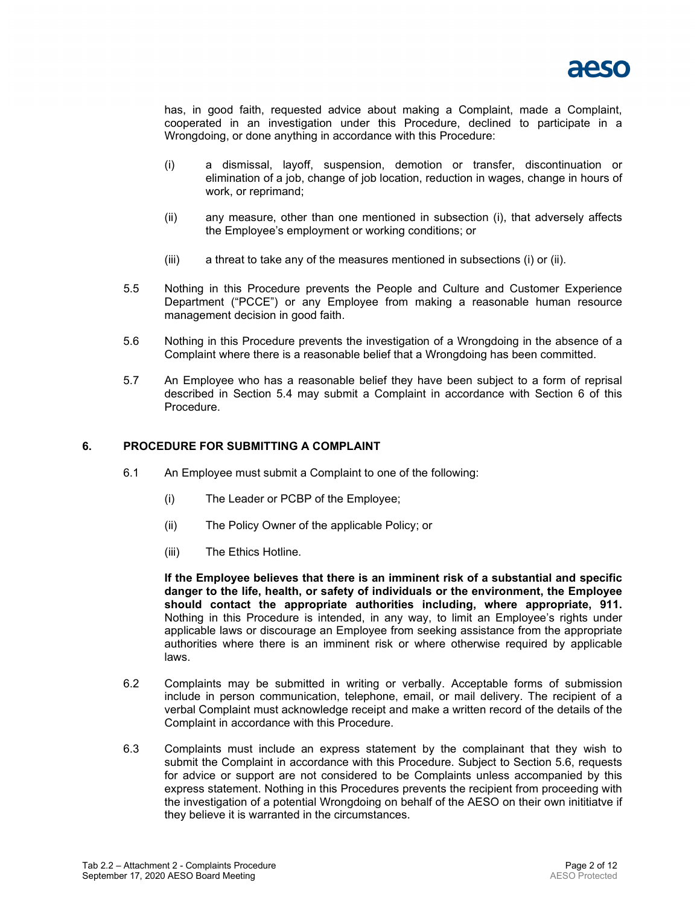has, in good faith, requested advice about making a Complaint, made a Complaint, cooperated in an investigation under this Procedure, declined to participate in a Wrongdoing, or done anything in accordance with this Procedure:

(i) a dismissal, layoff, suspension, demotion or transfer, discontinuation or elimination of a job, change of job location, reduction in wages, change in hours of work, or reprimand;

(ii) any measure, other than one mentioned in subsection (i), that adversely affects the Employee's employment or working conditions; or

(iii) a threat to take any of the measures mentioned in subsections (i) or (ii).

5.5 Nothing in this Procedure prevents the People and Culture and Customer Experience Department ("PCCE") or any Employee from making a reasonable human resource management decision in good faith.

5.6 Nothing in this Procedure prevents the investigation of a Wrongdoing in the absence of a Complaint where there is a reasonable belief that a Wrongdoing has been committed.

5.7 An Employee who has a reasonable belief they have been subject to a form of reprisal described in Section 5.4 may submit a Complaint in accordance with Section 6 of this Procedure.

## 6. PROCEDURE FOR SUBMITTING A COMPLAINT

6.1 An Employee must submit a Complaint to one of the following:

(i) The Leader or PCBP of the Employee;

(ii) The Policy Owner of the applicable Policy; or

(iii) The Ethics Hotline.

**If the Employee believes that there is an imminent risk of a substantial and specific danger to the life, health, or safety of individuals or the environment, the Employee should contact the appropriate authorities including, where appropriate, 911.** Nothing in this Procedure is intended, in any way, to limit an Employee's rights under applicable laws or discourage an Employee from seeking assistance from the appropriate authorities where there is an imminent risk or where otherwise required by applicable laws.

6.2 Complaints may be submitted in writing or verbally. Acceptable forms of submission include in person communication, telephone, email, or mail delivery. The recipient of a verbal Complaint must acknowledge receipt and make a written record of the details of the Complaint in accordance with this Procedure.

6.3 Complaints must include an express statement by the complainant that they wish to submit the Complaint in accordance with this Procedure. Subject to Section 5.6, requests for advice or support are not considered to be Complaints unless accompanied by this express statement. Nothing in this Procedures prevents the recipient from proceeding with the investigation of a potential Wrongdoing on behalf of the AESO on their own inititiatve if they believe it is warranted in the circumstances.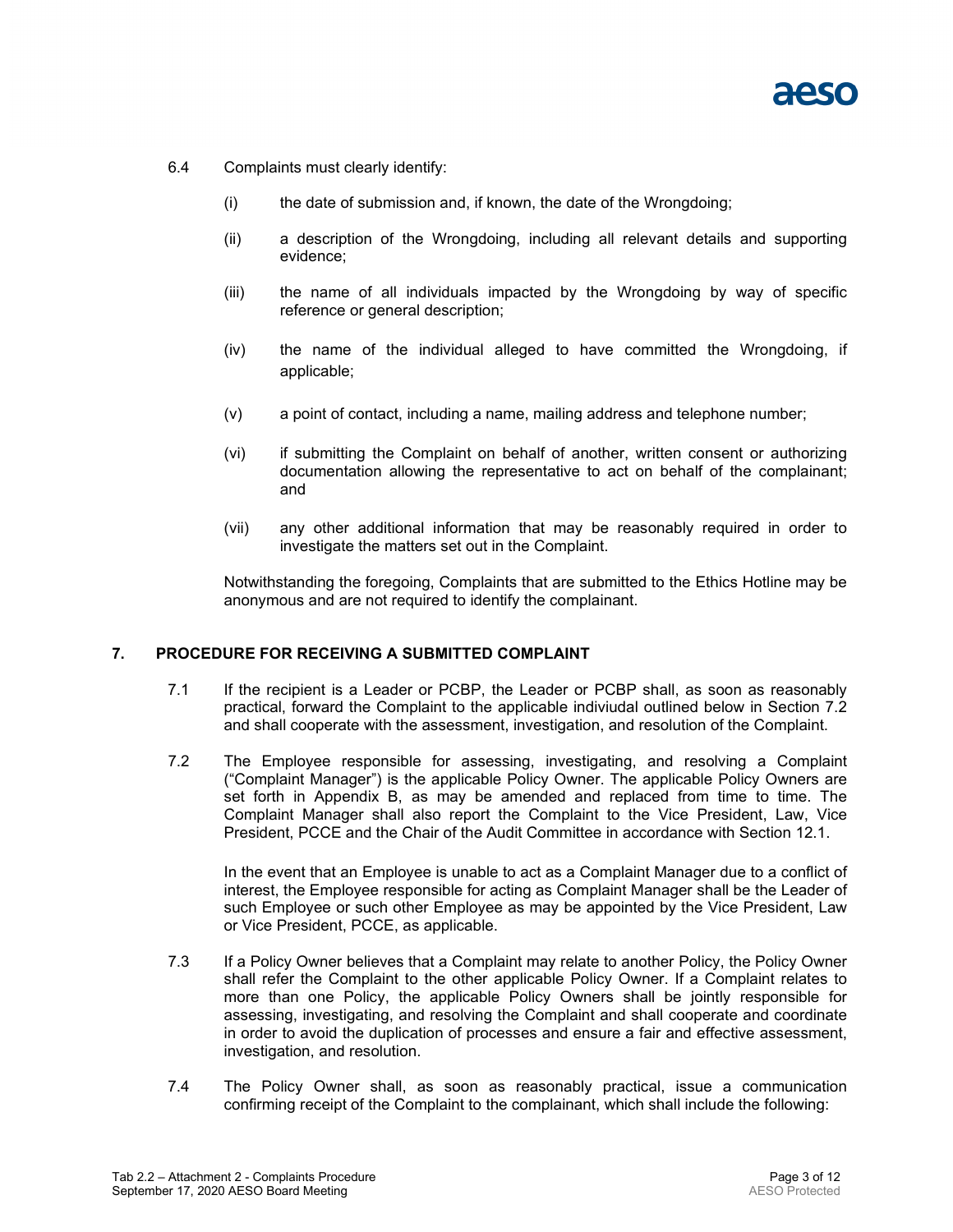6.4 Complaints must clearly identify:

(i) the date of submission and, if known, the date of the Wrongdoing;

(ii) a description of the Wrongdoing, including all relevant details and supporting evidence;

(iii) the name of all individuals impacted by the Wrongdoing by way of specific reference or general description;

(iv) the name of the individual alleged to have committed the Wrongdoing, if applicable;

(v) a point of contact, including a name, mailing address and telephone number;

(vi) if submitting the Complaint on behalf of another, written consent or authorizing documentation allowing the representative to act on behalf of the complainant; and

(vii) any other additional information that may be reasonably required in order to investigate the matters set out in the Complaint.

Notwithstanding the foregoing, Complaints that are submitted to the Ethics Hotline may be anonymous and are not required to identify the complainant.

## 7. PROCEDURE FOR RECEIVING A SUBMITTED COMPLAINT

7.1 If the recipient is a Leader or PCBP, the Leader or PCBP shall, as soon as reasonably practical, forward the Complaint to the applicable indiviudal outlined below in Section 7.2 and shall cooperate with the assessment, investigation, and resolution of the Complaint.

7.2 The Employee responsible for assessing, investigating, and resolving a Complaint ("Complaint Manager") is the applicable Policy Owner. The applicable Policy Owners are set forth in Appendix B, as may be amended and replaced from time to time. The Complaint Manager shall also report the Complaint to the Vice President, Law, Vice President, PCCE and the Chair of the Audit Committee in accordance with Section 12.1.

In the event that an Employee is unable to act as a Complaint Manager due to a conflict of interest, the Employee responsible for acting as Complaint Manager shall be the Leader of such Employee or such other Employee as may be appointed by the Vice President, Law or Vice President, PCCE, as applicable.

7.3 If a Policy Owner believes that a Complaint may relate to another Policy, the Policy Owner shall refer the Complaint to the other applicable Policy Owner. If a Complaint relates to more than one Policy, the applicable Policy Owners shall be jointly responsible for assessing, investigating, and resolving the Complaint and shall cooperate and coordinate in order to avoid the duplication of processes and ensure a fair and effective assessment, investigation, and resolution.

7.4 The Policy Owner shall, as soon as reasonably practical, issue a communication confirming receipt of the Complaint to the complainant, which shall include the following: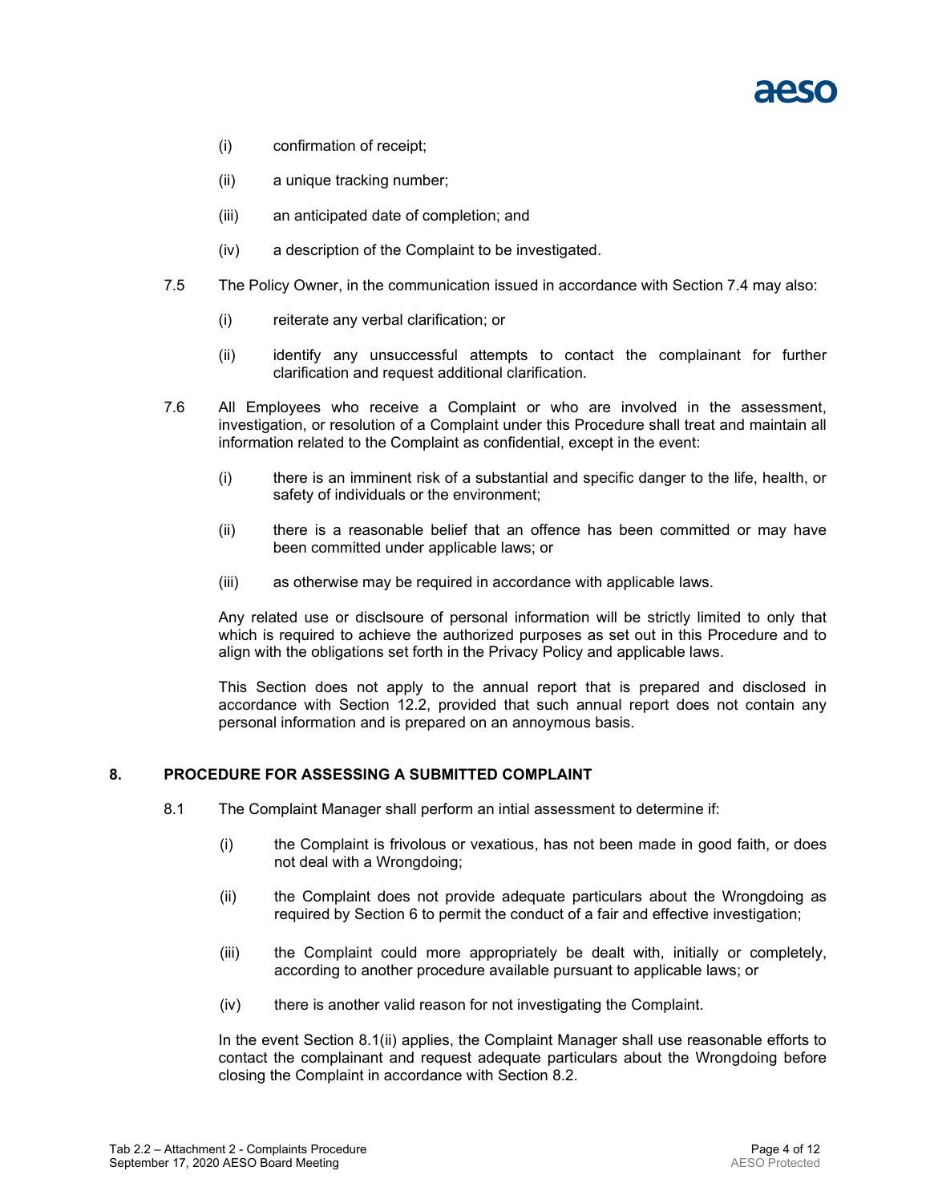(i) confirmation of receipt;

(ii) a unique tracking number;

(iii) an anticipated date of completion; and

(iv) a description of the Complaint to be investigated.

7.5 The Policy Owner, in the communication issued in accordance with Section 7.4 may also:

(i) reiterate any verbal clarification; or

(ii) identify any unsuccessful attempts to contact the complainant for further clarification and request additional clarification.

7.6 All Employees who receive a Complaint or who are involved in the assessment, investigation, or resolution of a Complaint under this Procedure shall treat and maintain all information related to the Complaint as confidential, except in the event:

(i) there is an imminent risk of a substantial and specific danger to the life, health, or safety of individuals or the environment;

(ii) there is a reasonable belief that an offence has been committed or may have been committed under applicable laws; or

(iii) as otherwise may be required in accordance with applicable laws.

Any related use or disclsoure of personal information will be strictly limited to only that which is required to achieve the authorized purposes as set out in this Procedure and to align with the obligations set forth in the Privacy Policy and applicable laws.

This Section does not apply to the annual report that is prepared and disclosed in accordance with Section 12.2, provided that such annual report does not contain any personal information and is prepared on an annoymous basis.

## 8. PROCEDURE FOR ASSESSING A SUBMITTED COMPLAINT

8.1 The Complaint Manager shall perform an intial assessment to determine if:

(i) the Complaint is frivolous or vexatious, has not been made in good faith, or does not deal with a Wrongdoing;

(ii) the Complaint does not provide adequate particulars about the Wrongdoing as required by Section 6 to permit the conduct of a fair and effective investigation;

(iii) the Complaint could more appropriately be dealt with, initially or completely, according to another procedure available pursuant to applicable laws; or

(iv) there is another valid reason for not investigating the Complaint.

In the event Section 8.1(ii) applies, the Complaint Manager shall use reasonable efforts to contact the complainant and request adequate particulars about the Wrongdoing before closing the Complaint in accordance with Section 8.2.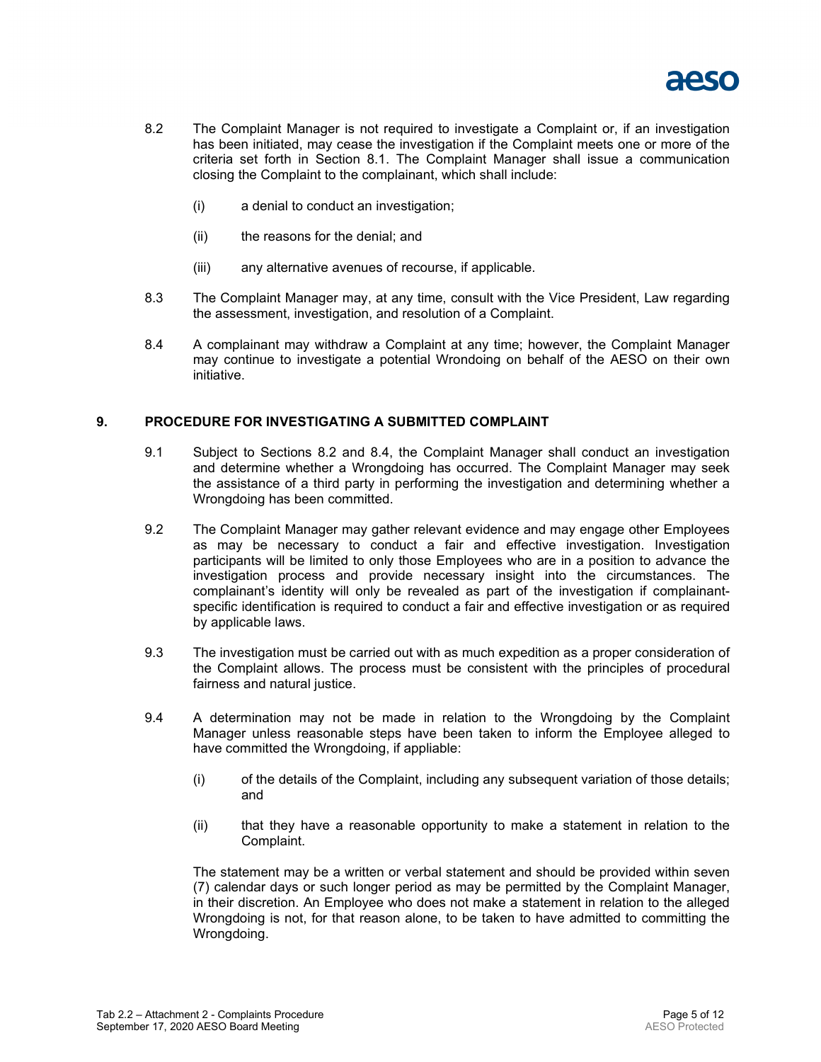8.2 The Complaint Manager is not required to investigate a Complaint or, if an investigation has been initiated, may cease the investigation if the Complaint meets one or more of the criteria set forth in Section 8.1. The Complaint Manager shall issue a communication closing the Complaint to the complainant, which shall include:

(i) a denial to conduct an investigation;

(ii) the reasons for the denial; and

(iii) any alternative avenues of recourse, if applicable.

8.3 The Complaint Manager may, at any time, consult with the Vice President, Law regarding the assessment, investigation, and resolution of a Complaint.

8.4 A complainant may withdraw a Complaint at any time; however, the Complaint Manager may continue to investigate a potential Wrondoing on behalf of the AESO on their own initiative.

## 9. PROCEDURE FOR INVESTIGATING A SUBMITTED COMPLAINT

9.1 Subject to Sections 8.2 and 8.4, the Complaint Manager shall conduct an investigation and determine whether a Wrongdoing has occurred. The Complaint Manager may seek the assistance of a third party in performing the investigation and determining whether a Wrongdoing has been committed.

9.2 The Complaint Manager may gather relevant evidence and may engage other Employees as may be necessary to conduct a fair and effective investigation. Investigation participants will be limited to only those Employees who are in a position to advance the investigation process and provide necessary insight into the circumstances. The complainant's identity will only be revealed as part of the investigation if complainant-specific identification is required to conduct a fair and effective investigation or as required by applicable laws.

9.3 The investigation must be carried out with as much expedition as a proper consideration of the Complaint allows. The process must be consistent with the principles of procedural fairness and natural justice.

9.4 A determination may not be made in relation to the Wrongdoing by the Complaint Manager unless reasonable steps have been taken to inform the Employee alleged to have committed the Wrongdoing, if appliable:

(i) of the details of the Complaint, including any subsequent variation of those details; and

(ii) that they have a reasonable opportunity to make a statement in relation to the Complaint.

The statement may be a written or verbal statement and should be provided within seven (7) calendar days or such longer period as may be permitted by the Complaint Manager, in their discretion. An Employee who does not make a statement in relation to the alleged Wrongdoing is not, for that reason alone, to be taken to have admitted to committing the Wrongdoing.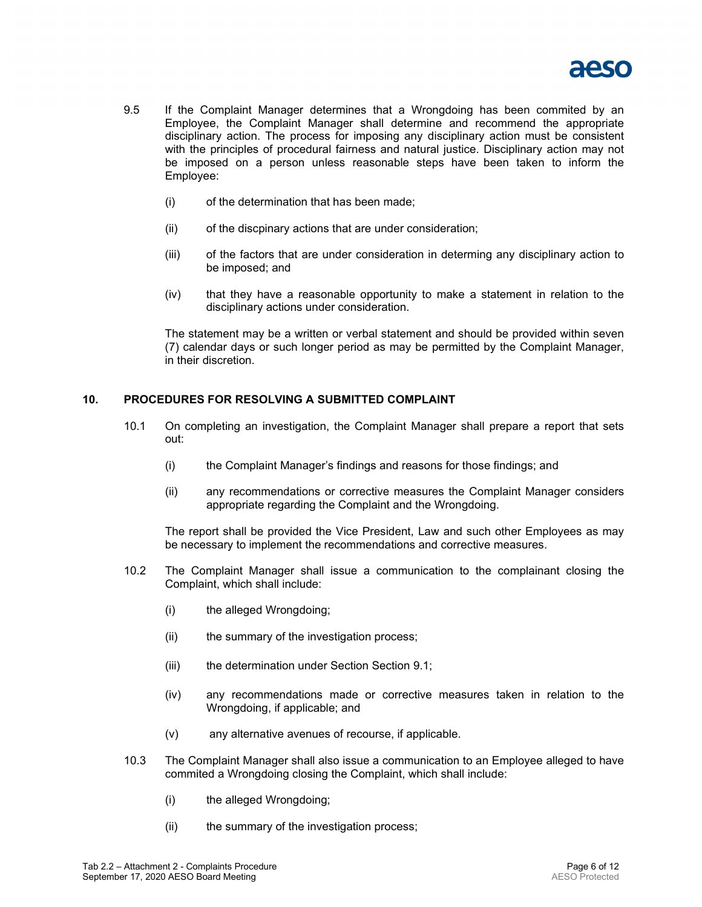9.5 If the Complaint Manager determines that a Wrongdoing has been commited by an Employee, the Complaint Manager shall determine and recommend the appropriate disciplinary action. The process for imposing any disciplinary action must be consistent with the principles of procedural fairness and natural justice. Disciplinary action may not be imposed on a person unless reasonable steps have been taken to inform the Employee:

(i) of the determination that has been made;

(ii) of the discpinary actions that are under consideration;

(iii) of the factors that are under consideration in determing any disciplinary action to be imposed; and

(iv) that they have a reasonable opportunity to make a statement in relation to the disciplinary actions under consideration.

The statement may be a written or verbal statement and should be provided within seven (7) calendar days or such longer period as may be permitted by the Complaint Manager, in their discretion.

## 10. PROCEDURES FOR RESOLVING A SUBMITTED COMPLAINT

10.1 On completing an investigation, the Complaint Manager shall prepare a report that sets out:

(i) the Complaint Manager's findings and reasons for those findings; and

(ii) any recommendations or corrective measures the Complaint Manager considers appropriate regarding the Complaint and the Wrongdoing.

The report shall be provided the Vice President, Law and such other Employees as may be necessary to implement the recommendations and corrective measures.

10.2 The Complaint Manager shall issue a communication to the complainant closing the Complaint, which shall include:

(i) the alleged Wrongdoing;

(ii) the summary of the investigation process;

(iii) the determination under Section Section 9.1;

(iv) any recommendations made or corrective measures taken in relation to the Wrongdoing, if applicable; and

(v) any alternative avenues of recourse, if applicable.

10.3 The Complaint Manager shall also issue a communication to an Employee alleged to have commited a Wrongdoing closing the Complaint, which shall include:

(i) the alleged Wrongdoing;

(ii) the summary of the investigation process;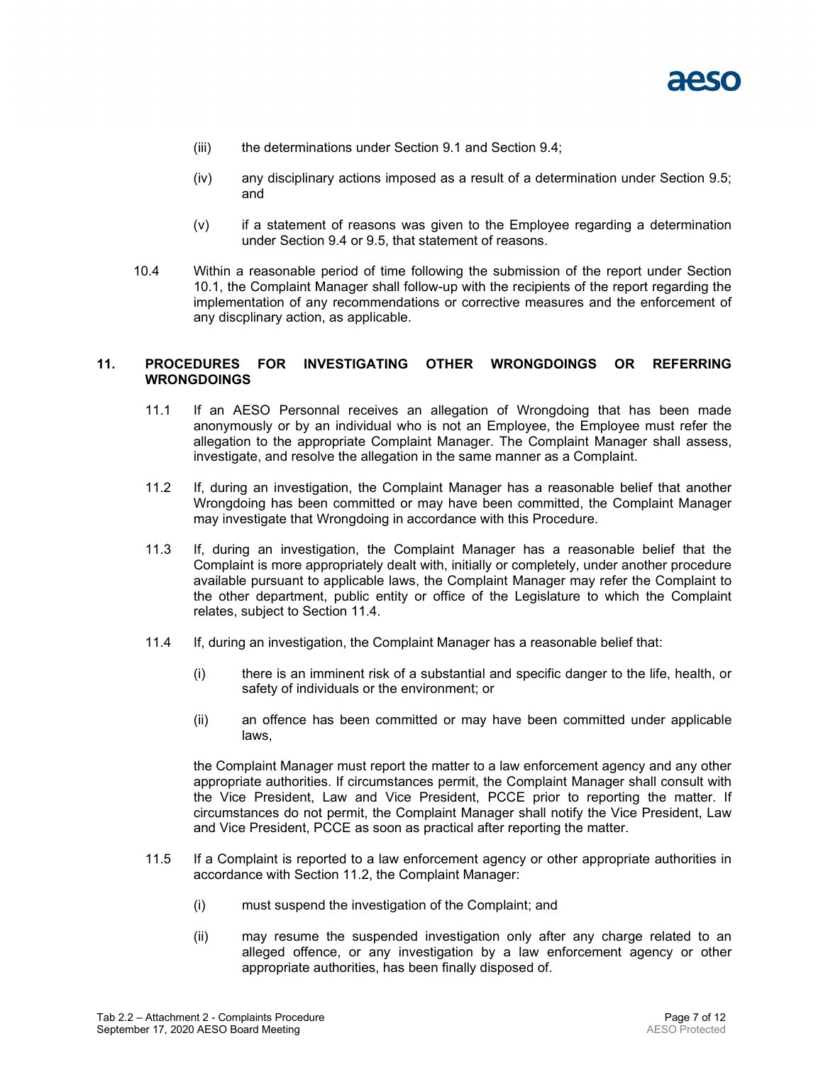(iii) the determinations under Section 9.1 and Section 9.4;

(iv) any disciplinary actions imposed as a result of a determination under Section 9.5; and

(v) if a statement of reasons was given to the Employee regarding a determination under Section 9.4 or 9.5, that statement of reasons.

10.4 Within a reasonable period of time following the submission of the report under Section 10.1, the Complaint Manager shall follow-up with the recipients of the report regarding the implementation of any recommendations or corrective measures and the enforcement of any discplinary action, as applicable.

## 11. PROCEDURES FOR INVESTIGATING OTHER WRONGDOINGS OR REFERRING WRONGDOINGS

11.1 If an AESO Personnal receives an allegation of Wrongdoing that has been made anonymously or by an individual who is not an Employee, the Employee must refer the allegation to the appropriate Complaint Manager. The Complaint Manager shall assess, investigate, and resolve the allegation in the same manner as a Complaint.

11.2 If, during an investigation, the Complaint Manager has a reasonable belief that another Wrongdoing has been committed or may have been committed, the Complaint Manager may investigate that Wrongdoing in accordance with this Procedure.

11.3 If, during an investigation, the Complaint Manager has a reasonable belief that the Complaint is more appropriately dealt with, initially or completely, under another procedure available pursuant to applicable laws, the Complaint Manager may refer the Complaint to the other department, public entity or office of the Legislature to which the Complaint relates, subject to Section 11.4.

11.4 If, during an investigation, the Complaint Manager has a reasonable belief that:

(i) there is an imminent risk of a substantial and specific danger to the life, health, or safety of individuals or the environment; or

(ii) an offence has been committed or may have been committed under applicable laws,

the Complaint Manager must report the matter to a law enforcement agency and any other appropriate authorities. If circumstances permit, the Complaint Manager shall consult with the Vice President, Law and Vice President, PCCE prior to reporting the matter. If circumstances do not permit, the Complaint Manager shall notify the Vice President, Law and Vice President, PCCE as soon as practical after reporting the matter.

11.5 If a Complaint is reported to a law enforcement agency or other appropriate authorities in accordance with Section 11.2, the Complaint Manager:

(i) must suspend the investigation of the Complaint; and

(ii) may resume the suspended investigation only after any charge related to an alleged offence, or any investigation by a law enforcement agency or other appropriate authorities, has been finally disposed of.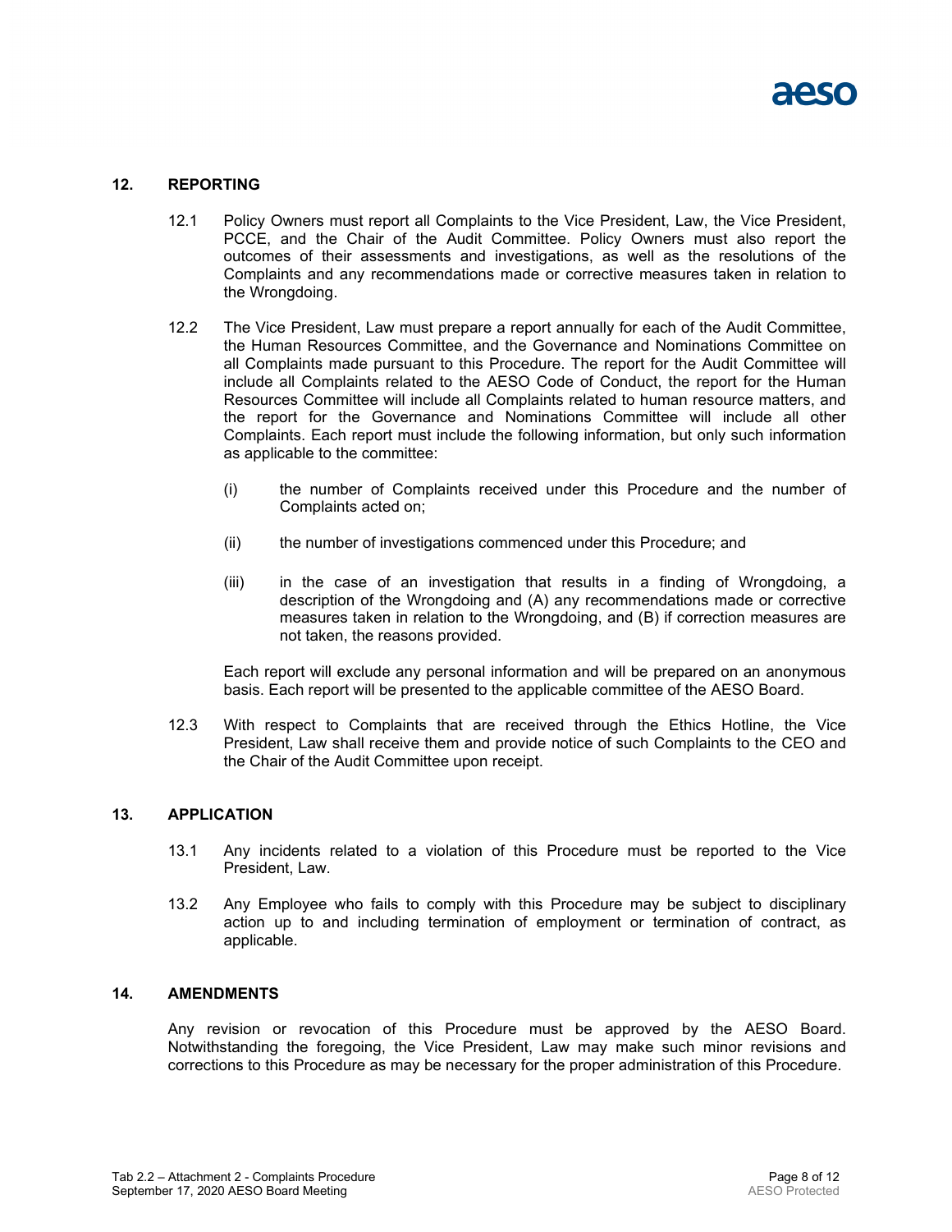## 12. REPORTING

12.1 Policy Owners must report all Complaints to the Vice President, Law, the Vice President, PCCE, and the Chair of the Audit Committee. Policy Owners must also report the outcomes of their assessments and investigations, as well as the resolutions of the Complaints and any recommendations made or corrective measures taken in relation to the Wrongdoing.

12.2 The Vice President, Law must prepare a report annually for each of the Audit Committee, the Human Resources Committee, and the Governance and Nominations Committee on all Complaints made pursuant to this Procedure. The report for the Audit Committee will include all Complaints related to the AESO Code of Conduct, the report for the Human Resources Committee will include all Complaints related to human resource matters, and the report for the Governance and Nominations Committee will include all other Complaints. Each report must include the following information, but only such information as applicable to the committee:

(i) the number of Complaints received under this Procedure and the number of Complaints acted on;

(ii) the number of investigations commenced under this Procedure; and

(iii) in the case of an investigation that results in a finding of Wrongdoing, a description of the Wrongdoing and (A) any recommendations made or corrective measures taken in relation to the Wrongdoing, and (B) if correction measures are not taken, the reasons provided.

Each report will exclude any personal information and will be prepared on an anonymous basis. Each report will be presented to the applicable committee of the AESO Board.

12.3 With respect to Complaints that are received through the Ethics Hotline, the Vice President, Law shall receive them and provide notice of such Complaints to the CEO and the Chair of the Audit Committee upon receipt.

## 13. APPLICATION

13.1 Any incidents related to a violation of this Procedure must be reported to the Vice President, Law.

13.2 Any Employee who fails to comply with this Procedure may be subject to disciplinary action up to and including termination of employment or termination of contract, as applicable.

## 14. AMENDMENTS

Any revision or revocation of this Procedure must be approved by the AESO Board. Notwithstanding the foregoing, the Vice President, Law may make such minor revisions and corrections to this Procedure as may be necessary for the proper administration of this Procedure.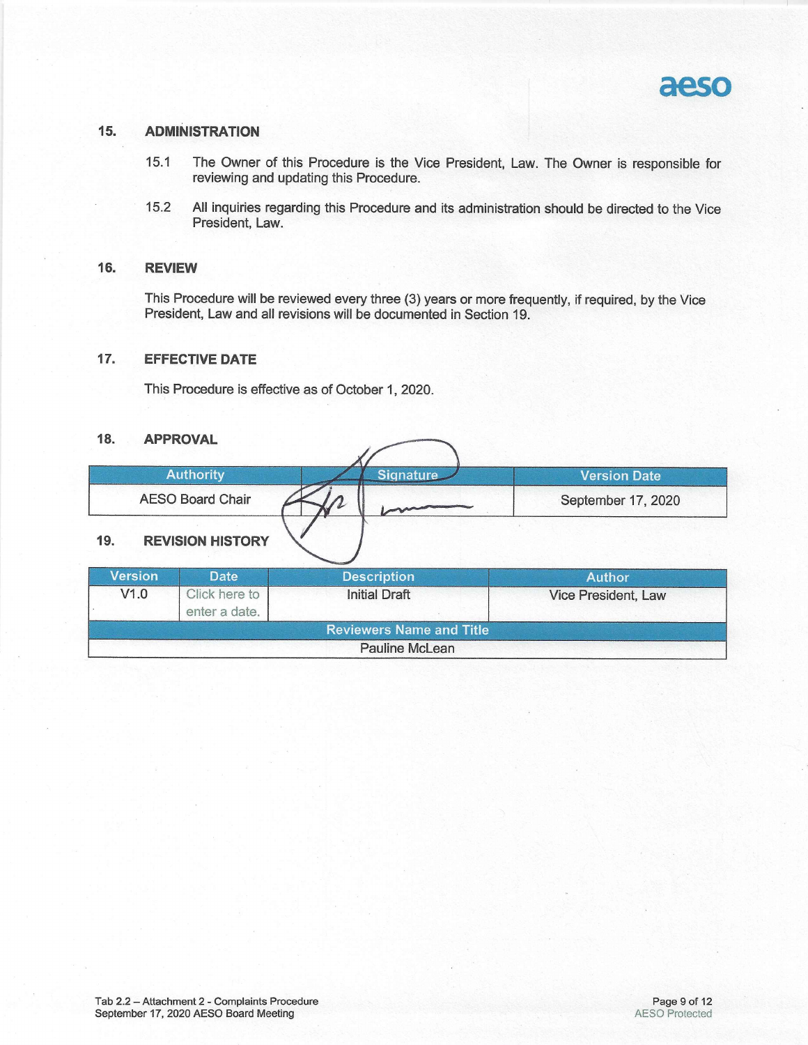## 15. ADMINISTRATION

15.1 The Owner of this Procedure is the Vice President, Law. The Owner is responsible for reviewing and updating this Procedure.

15.2 All inquiries regarding this Procedure and its administration should be directed to the Vice President, Law.

## 16. REVIEW

This Procedure will be reviewed every three (3) years or more frequently, if required, by the Vice President, Law and all revisions will be documented in Section 19.

## 17. EFFECTIVE DATE

This Procedure is effective as of October 1, 2020.

## 18. APPROVAL

| Authority | Signature | Version Date |
|---|---|---|
| AESO Board Chair | | September 17, 2020 |

## 19. REVISION HISTORY

| Version | Date | Description | Author |
|---|---|---|---|
| V1.0 | Click here to enter a date. | Initial Draft | Vice President, Law |
| Reviewers Name and Title | | | |
| Pauline McLean | | | |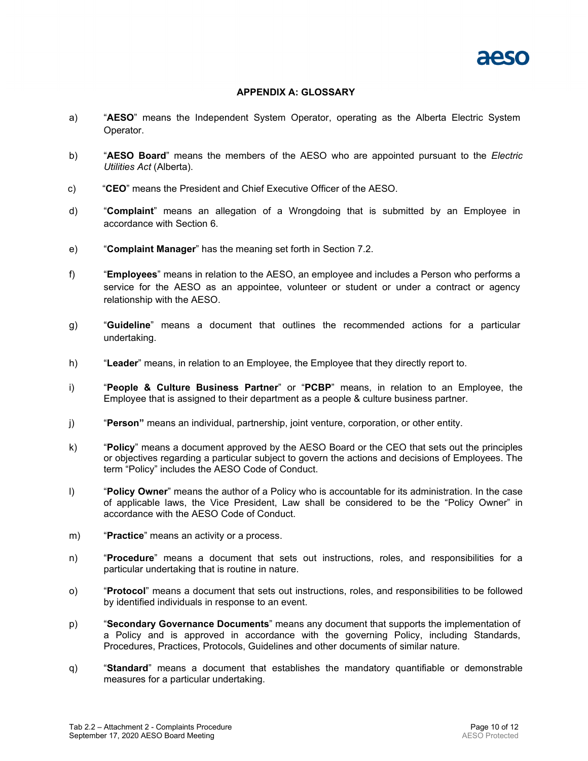## APPENDIX A: GLOSSARY

a) "**AESO**" means the Independent System Operator, operating as the Alberta Electric System Operator.

b) "**AESO Board**" means the members of the AESO who are appointed pursuant to the *Electric Utilities Act* (Alberta).

c) "**CEO**" means the President and Chief Executive Officer of the AESO.

d) "**Complaint**" means an allegation of a Wrongdoing that is submitted by an Employee in accordance with Section 6.

e) "**Complaint Manager**" has the meaning set forth in Section 7.2.

f) "**Employees**" means in relation to the AESO, an employee and includes a Person who performs a service for the AESO as an appointee, volunteer or student or under a contract or agency relationship with the AESO.

g) "**Guideline**" means a document that outlines the recommended actions for a particular undertaking.

h) "**Leader**" means, in relation to an Employee, the Employee that they directly report to.

i) "**People & Culture Business Partner**" or "**PCBP**" means, in relation to an Employee, the Employee that is assigned to their department as a people & culture business partner.

j) "**Person"** means an individual, partnership, joint venture, corporation, or other entity.

k) "**Policy**" means a document approved by the AESO Board or the CEO that sets out the principles or objectives regarding a particular subject to govern the actions and decisions of Employees. The term "Policy" includes the AESO Code of Conduct.

l) "**Policy Owner**" means the author of a Policy who is accountable for its administration. In the case of applicable laws, the Vice President, Law shall be considered to be the "Policy Owner" in accordance with the AESO Code of Conduct.

m) "**Practice**" means an activity or a process.

n) "**Procedure**" means a document that sets out instructions, roles, and responsibilities for a particular undertaking that is routine in nature.

o) "**Protocol**" means a document that sets out instructions, roles, and responsibilities to be followed by identified individuals in response to an event.

p) "**Secondary Governance Documents**" means any document that supports the implementation of a Policy and is approved in accordance with the governing Policy, including Standards, Procedures, Practices, Protocols, Guidelines and other documents of similar nature.

q) "**Standard**" means a document that establishes the mandatory quantifiable or demonstrable measures for a particular undertaking.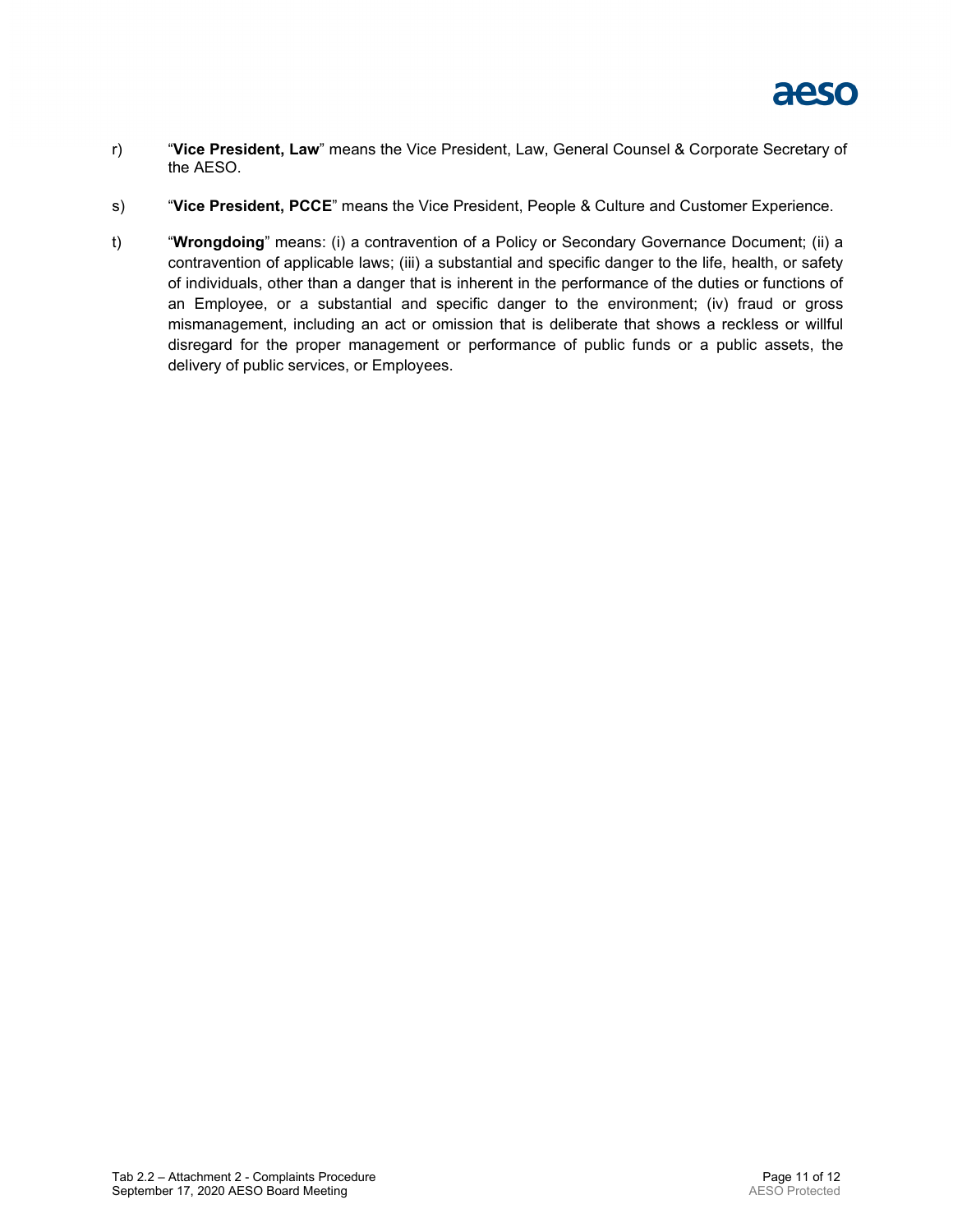r) "**Vice President, Law**" means the Vice President, Law, General Counsel & Corporate Secretary of the AESO.

s) "**Vice President, PCCE**" means the Vice President, People & Culture and Customer Experience.

t) "**Wrongdoing**" means: (i) a contravention of a Policy or Secondary Governance Document; (ii) a contravention of applicable laws; (iii) a substantial and specific danger to the life, health, or safety of individuals, other than a danger that is inherent in the performance of the duties or functions of an Employee, or a substantial and specific danger to the environment; (iv) fraud or gross mismanagement, including an act or omission that is deliberate that shows a reckless or willful disregard for the proper management or performance of public funds or a public assets, the delivery of public services, or Employees.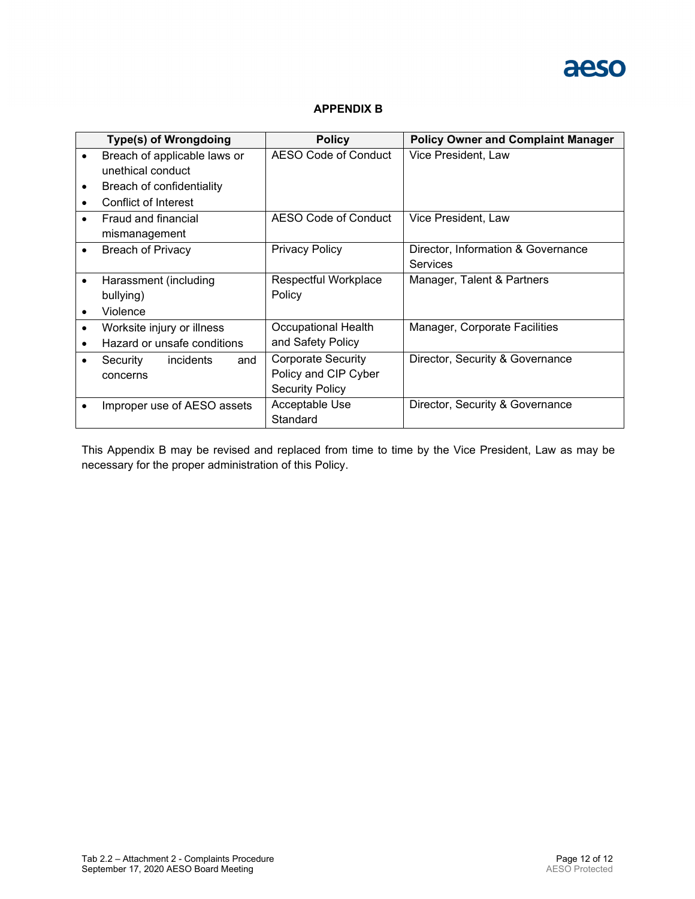**APPENDIX B**

| Type(s) of Wrongdoing | Policy | Policy Owner and Complaint Manager |
|---|---|---|
| • Breach of applicable laws or unethical conduct<br>• Breach of confidentiality<br>• Conflict of Interest | AESO Code of Conduct | Vice President, Law |
| • Fraud and financial mismanagement | AESO Code of Conduct | Vice President, Law |
| • Breach of Privacy | Privacy Policy | Director, Information & Governance Services |
| • Harassment (including bullying)<br>• Violence | Respectful Workplace Policy | Manager, Talent & Partners |
| • Worksite injury or illness<br>• Hazard or unsafe conditions | Occupational Health and Safety Policy | Manager, Corporate Facilities |
| • Security incidents and concerns | Corporate Security Policy and CIP Cyber Security Policy | Director, Security & Governance |
| • Improper use of AESO assets | Acceptable Use Standard | Director, Security & Governance |

This Appendix B may be revised and replaced from time to time by the Vice President, Law as may be necessary for the proper administration of this Policy.